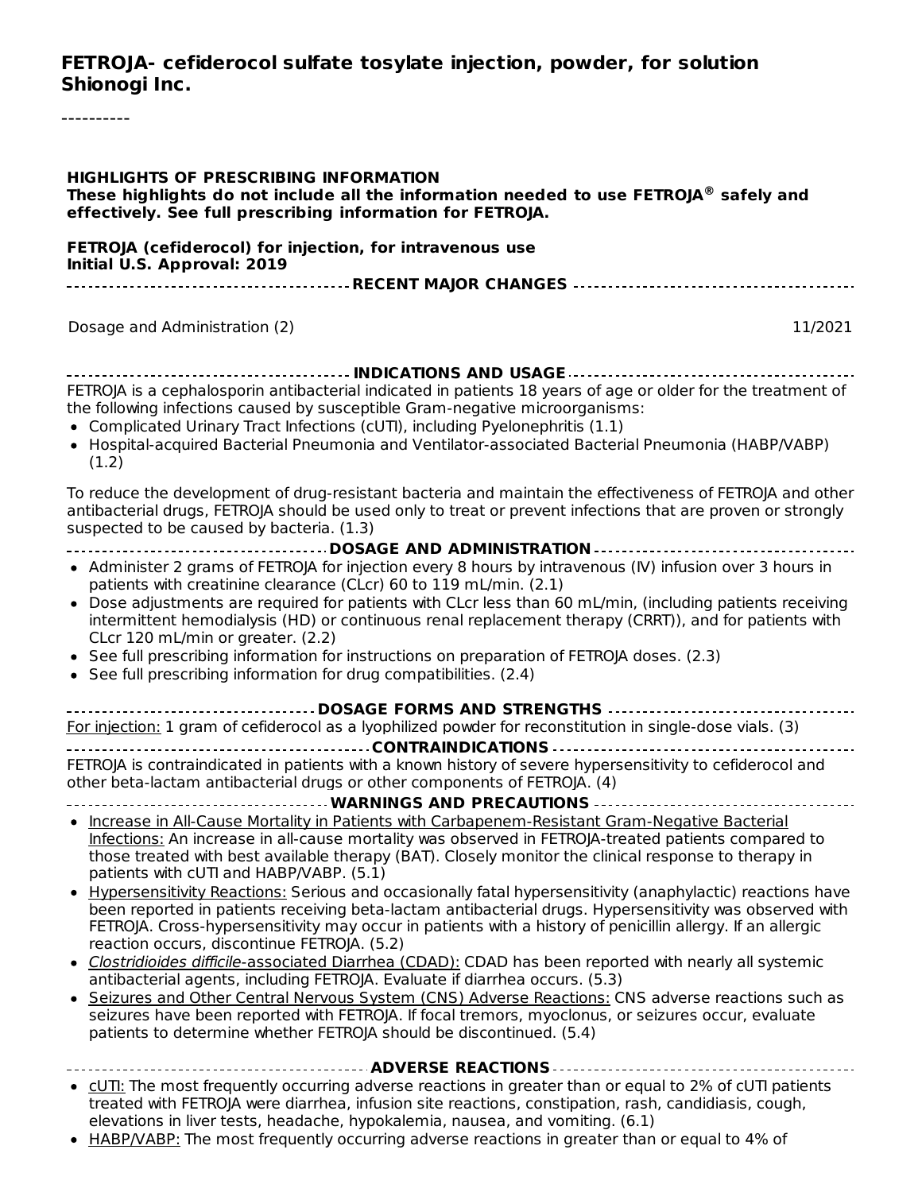**FETROJA- cefiderocol sulfate tosylate injection, powder, for solution**
**Shionogi Inc.**

----------

**HIGHLIGHTS OF PRESCRIBING INFORMATION**
**These highlights do not include all the information needed to use FETROJA® safely and effectively. See full prescribing information for FETROJA.**

**FETROJA (cefiderocol) for injection, for intravenous use**
**Initial U.S. Approval: 2019**

**RECENT MAJOR CHANGES**

| | |
|---|---|
| Dosage and Administration (2) | 11/2021 |

**INDICATIONS AND USAGE**

FETROJA is a cephalosporin antibacterial indicated in patients 18 years of age or older for the treatment of the following infections caused by susceptible Gram-negative microorganisms:

- Complicated Urinary Tract Infections (cUTI), including Pyelonephritis (1.1)
- Hospital-acquired Bacterial Pneumonia and Ventilator-associated Bacterial Pneumonia (HABP/VABP) (1.2)

To reduce the development of drug-resistant bacteria and maintain the effectiveness of FETROJA and other antibacterial drugs, FETROJA should be used only to treat or prevent infections that are proven or strongly suspected to be caused by bacteria. (1.3)

**DOSAGE AND ADMINISTRATION**

- Administer 2 grams of FETROJA for injection every 8 hours by intravenous (IV) infusion over 3 hours in patients with creatinine clearance (CLcr) 60 to 119 mL/min. (2.1)
- Dose adjustments are required for patients with CLcr less than 60 mL/min, (including patients receiving intermittent hemodialysis (HD) or continuous renal replacement therapy (CRRT)), and for patients with CLcr 120 mL/min or greater. (2.2)
- See full prescribing information for instructions on preparation of FETROJA doses. (2.3)
- See full prescribing information for drug compatibilities. (2.4)

**DOSAGE FORMS AND STRENGTHS**

For injection: 1 gram of cefiderocol as a lyophilized powder for reconstitution in single-dose vials. (3)

**CONTRAINDICATIONS**

FETROJA is contraindicated in patients with a known history of severe hypersensitivity to cefiderocol and other beta-lactam antibacterial drugs or other components of FETROJA. (4)

**WARNINGS AND PRECAUTIONS**

- Increase in All-Cause Mortality in Patients with Carbapenem-Resistant Gram-Negative Bacterial Infections: An increase in all-cause mortality was observed in FETROJA-treated patients compared to those treated with best available therapy (BAT). Closely monitor the clinical response to therapy in patients with cUTI and HABP/VABP. (5.1)
- Hypersensitivity Reactions: Serious and occasionally fatal hypersensitivity (anaphylactic) reactions have been reported in patients receiving beta-lactam antibacterial drugs. Hypersensitivity was observed with FETROJA. Cross-hypersensitivity may occur in patients with a history of penicillin allergy. If an allergic reaction occurs, discontinue FETROJA. (5.2)
- *Clostridioides difficile*-associated Diarrhea (CDAD): CDAD has been reported with nearly all systemic antibacterial agents, including FETROJA. Evaluate if diarrhea occurs. (5.3)
- Seizures and Other Central Nervous System (CNS) Adverse Reactions: CNS adverse reactions such as seizures have been reported with FETROJA. If focal tremors, myoclonus, or seizures occur, evaluate patients to determine whether FETROJA should be discontinued. (5.4)

**ADVERSE REACTIONS**

- cUTI: The most frequently occurring adverse reactions in greater than or equal to 2% of cUTI patients treated with FETROJA were diarrhea, infusion site reactions, constipation, rash, candidiasis, cough, elevations in liver tests, headache, hypokalemia, nausea, and vomiting. (6.1)
- HABP/VABP: The most frequently occurring adverse reactions in greater than or equal to 4% of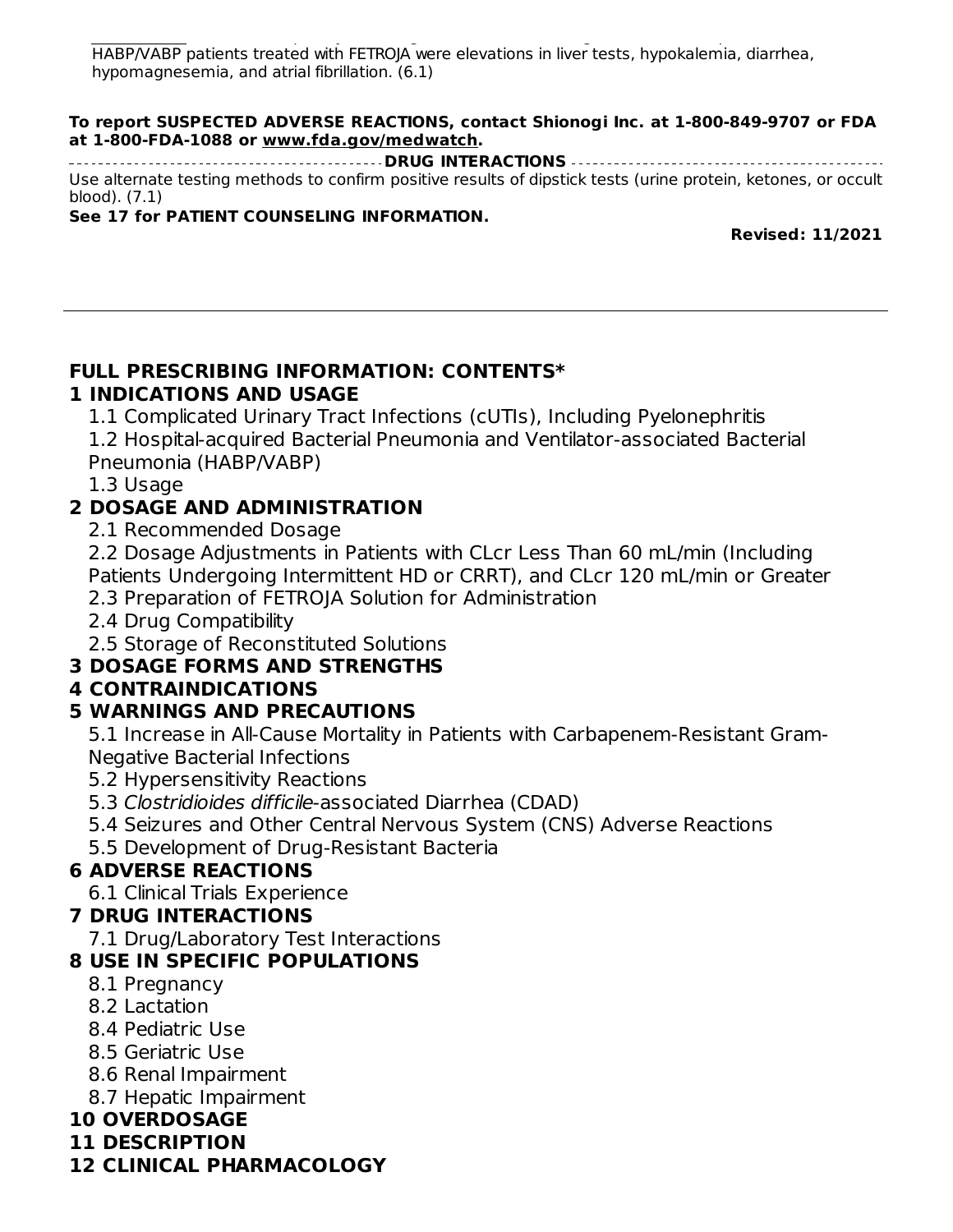HABP/VABP patients treated with FETROJA were elevations in liver tests, hypokalemia, diarrhea, hypomagnesemia, and atrial fibrillation. (6.1)

**To report SUSPECTED ADVERSE REACTIONS, contact Shionogi Inc. at 1-800-849-9707 or FDA at 1-800-FDA-1088 or www.fda.gov/medwatch.**

**DRUG INTERACTIONS**

Use alternate testing methods to confirm positive results of dipstick tests (urine protein, ketones, or occult blood). (7.1)

**See 17 for PATIENT COUNSELING INFORMATION.**

**Revised: 11/2021**

---

## FULL PRESCRIBING INFORMATION: CONTENTS*

**1 INDICATIONS AND USAGE**

- 1.1 Complicated Urinary Tract Infections (cUTIs), Including Pyelonephritis
- 1.2 Hospital-acquired Bacterial Pneumonia and Ventilator-associated Bacterial Pneumonia (HABP/VABP)
- 1.3 Usage

**2 DOSAGE AND ADMINISTRATION**

- 2.1 Recommended Dosage
- 2.2 Dosage Adjustments in Patients with CLcr Less Than 60 mL/min (Including Patients Undergoing Intermittent HD or CRRT), and CLcr 120 mL/min or Greater
- 2.3 Preparation of FETROJA Solution for Administration
- 2.4 Drug Compatibility
- 2.5 Storage of Reconstituted Solutions

**3 DOSAGE FORMS AND STRENGTHS**

**4 CONTRAINDICATIONS**

**5 WARNINGS AND PRECAUTIONS**

- 5.1 Increase in All-Cause Mortality in Patients with Carbapenem-Resistant Gram-Negative Bacterial Infections
- 5.2 Hypersensitivity Reactions
- 5.3 *Clostridioides difficile*-associated Diarrhea (CDAD)
- 5.4 Seizures and Other Central Nervous System (CNS) Adverse Reactions
- 5.5 Development of Drug-Resistant Bacteria

**6 ADVERSE REACTIONS**

- 6.1 Clinical Trials Experience

**7 DRUG INTERACTIONS**

- 7.1 Drug/Laboratory Test Interactions

**8 USE IN SPECIFIC POPULATIONS**

- 8.1 Pregnancy
- 8.2 Lactation
- 8.4 Pediatric Use
- 8.5 Geriatric Use
- 8.6 Renal Impairment
- 8.7 Hepatic Impairment

**10 OVERDOSAGE**

**11 DESCRIPTION**

**12 CLINICAL PHARMACOLOGY**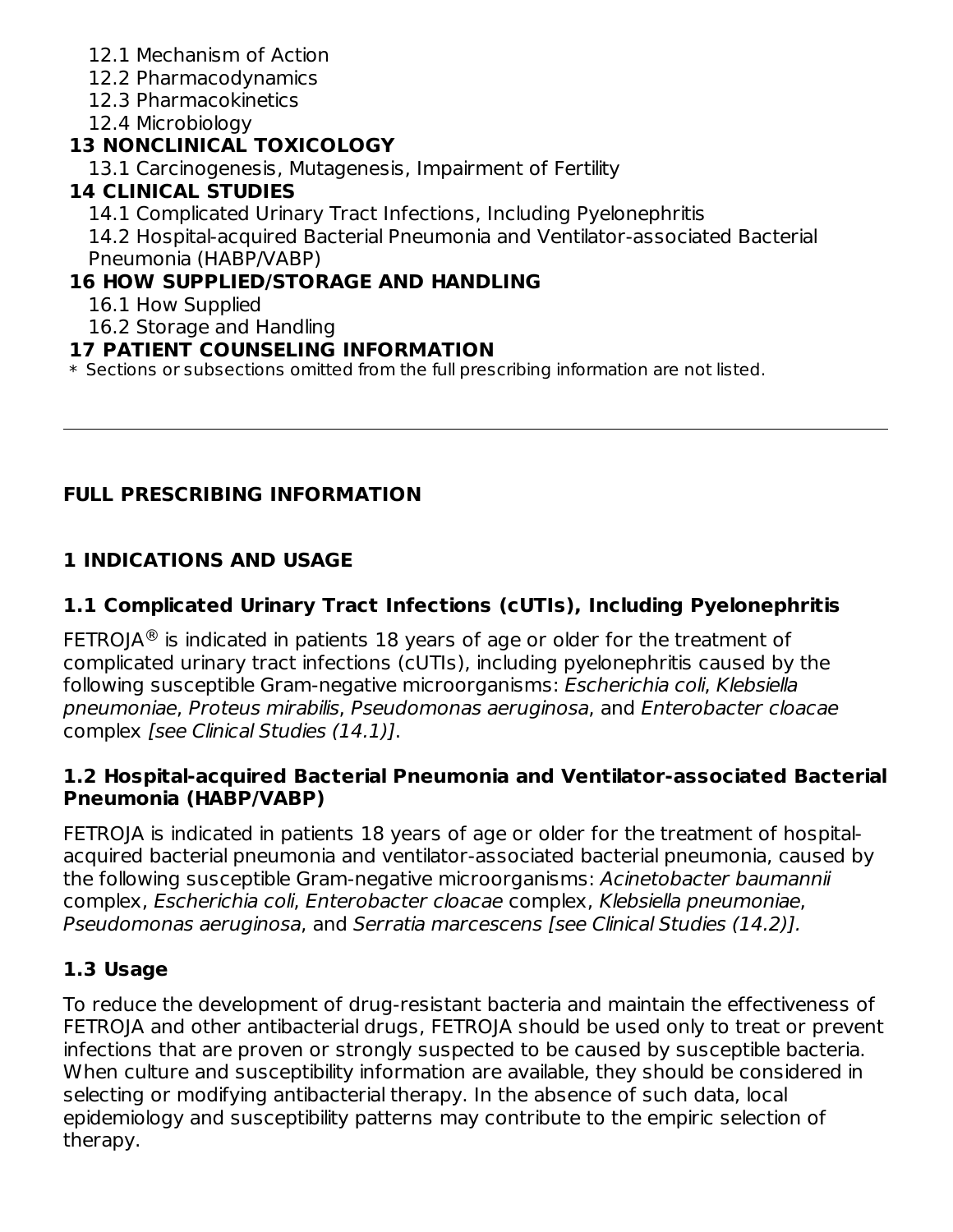12.1 Mechanism of Action
12.2 Pharmacodynamics
12.3 Pharmacokinetics
12.4 Microbiology

**13 NONCLINICAL TOXICOLOGY**

13.1 Carcinogenesis, Mutagenesis, Impairment of Fertility

**14 CLINICAL STUDIES**

14.1 Complicated Urinary Tract Infections, Including Pyelonephritis
14.2 Hospital-acquired Bacterial Pneumonia and Ventilator-associated Bacterial Pneumonia (HABP/VABP)

**16 HOW SUPPLIED/STORAGE AND HANDLING**

16.1 How Supplied
16.2 Storage and Handling

**17 PATIENT COUNSELING INFORMATION**

* Sections or subsections omitted from the full prescribing information are not listed.

---

## FULL PRESCRIBING INFORMATION

## 1 INDICATIONS AND USAGE

### 1.1 Complicated Urinary Tract Infections (cUTIs), Including Pyelonephritis

FETROJA® is indicated in patients 18 years of age or older for the treatment of complicated urinary tract infections (cUTIs), including pyelonephritis caused by the following susceptible Gram-negative microorganisms: *Escherichia coli*, *Klebsiella pneumoniae*, *Proteus mirabilis*, *Pseudomonas aeruginosa*, and *Enterobacter cloacae* complex *[see Clinical Studies (14.1)]*.

### 1.2 Hospital-acquired Bacterial Pneumonia and Ventilator-associated Bacterial Pneumonia (HABP/VABP)

FETROJA is indicated in patients 18 years of age or older for the treatment of hospital-acquired bacterial pneumonia and ventilator-associated bacterial pneumonia, caused by the following susceptible Gram-negative microorganisms: *Acinetobacter baumannii* complex, *Escherichia coli*, *Enterobacter cloacae* complex, *Klebsiella pneumoniae*, *Pseudomonas aeruginosa*, and *Serratia marcescens [see Clinical Studies (14.2)].*

### 1.3 Usage

To reduce the development of drug-resistant bacteria and maintain the effectiveness of FETROJA and other antibacterial drugs, FETROJA should be used only to treat or prevent infections that are proven or strongly suspected to be caused by susceptible bacteria. When culture and susceptibility information are available, they should be considered in selecting or modifying antibacterial therapy. In the absence of such data, local epidemiology and susceptibility patterns may contribute to the empiric selection of therapy.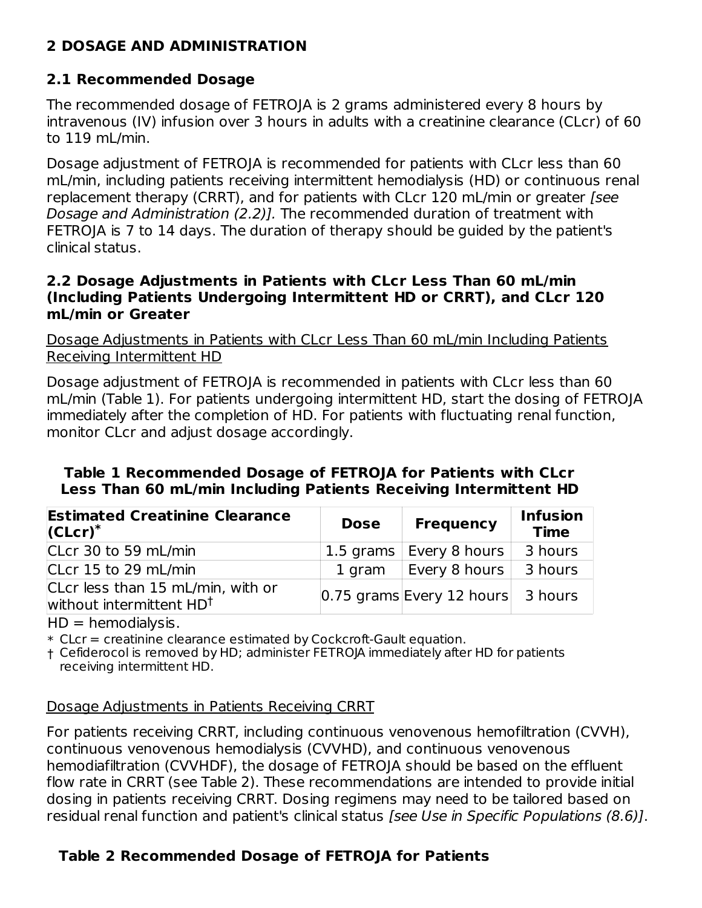## 2 DOSAGE AND ADMINISTRATION

### 2.1 Recommended Dosage

The recommended dosage of FETROJA is 2 grams administered every 8 hours by intravenous (IV) infusion over 3 hours in adults with a creatinine clearance (CLcr) of 60 to 119 mL/min.

Dosage adjustment of FETROJA is recommended for patients with CLcr less than 60 mL/min, including patients receiving intermittent hemodialysis (HD) or continuous renal replacement therapy (CRRT), and for patients with CLcr 120 mL/min or greater *[see Dosage and Administration (2.2)]*. The recommended duration of treatment with FETROJA is 7 to 14 days. The duration of therapy should be guided by the patient's clinical status.

### 2.2 Dosage Adjustments in Patients with CLcr Less Than 60 mL/min (Including Patients Undergoing Intermittent HD or CRRT), and CLcr 120 mL/min or Greater

<u>Dosage Adjustments in Patients with CLcr Less Than 60 mL/min Including Patients Receiving Intermittent HD</u>

Dosage adjustment of FETROJA is recommended in patients with CLcr less than 60 mL/min (Table 1). For patients undergoing intermittent HD, start the dosing of FETROJA immediately after the completion of HD. For patients with fluctuating renal function, monitor CLcr and adjust dosage accordingly.

**Table 1 Recommended Dosage of FETROJA for Patients with CLcr Less Than 60 mL/min Including Patients Receiving Intermittent HD**

| Estimated Creatinine Clearance (CLcr)* | Dose | Frequency | Infusion Time |
|---|---|---|---|
| CLcr 30 to 59 mL/min | 1.5 grams | Every 8 hours | 3 hours |
| CLcr 15 to 29 mL/min | 1 gram | Every 8 hours | 3 hours |
| CLcr less than 15 mL/min, with or without intermittent HD† | 0.75 grams | Every 12 hours | 3 hours |

HD = hemodialysis.

* CLcr = creatinine clearance estimated by Cockcroft-Gault equation.

† Cefiderocol is removed by HD; administer FETROJA immediately after HD for patients receiving intermittent HD.

<u>Dosage Adjustments in Patients Receiving CRRT</u>

For patients receiving CRRT, including continuous venovenous hemofiltration (CVVH), continuous venovenous hemodialysis (CVVHD), and continuous venovenous hemodiafiltration (CVVHDF), the dosage of FETROJA should be based on the effluent flow rate in CRRT (see Table 2). These recommendations are intended to provide initial dosing in patients receiving CRRT. Dosing regimens may need to be tailored based on residual renal function and patient's clinical status *[see Use in Specific Populations (8.6)]*.

**Table 2 Recommended Dosage of FETROJA for Patients**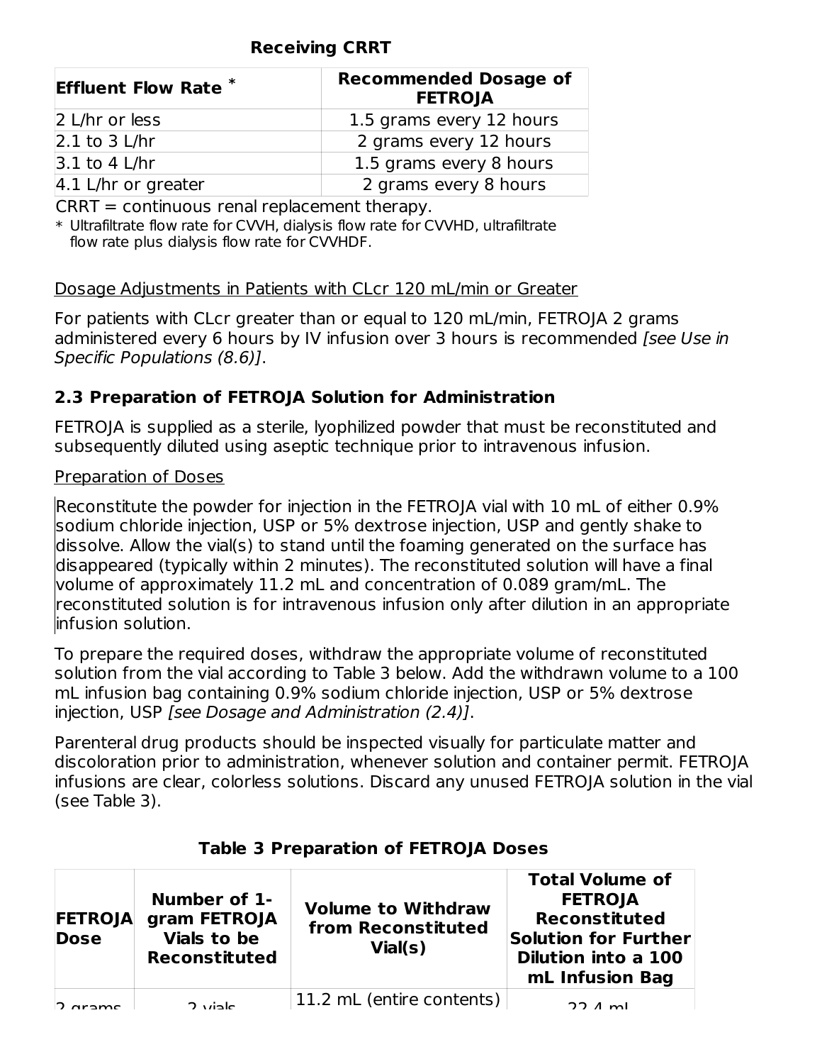**Receiving CRRT**

| Effluent Flow Rate * | Recommended Dosage of FETROJA |
|---|---|
| 2 L/hr or less | 1.5 grams every 12 hours |
| 2.1 to 3 L/hr | 2 grams every 12 hours |
| 3.1 to 4 L/hr | 1.5 grams every 8 hours |
| 4.1 L/hr or greater | 2 grams every 8 hours |

CRRT = continuous renal replacement therapy.

* Ultrafiltrate flow rate for CVVH, dialysis flow rate for CVVHD, ultrafiltrate flow rate plus dialysis flow rate for CVVHDF.

Dosage Adjustments in Patients with CLcr 120 mL/min or Greater

For patients with CLcr greater than or equal to 120 mL/min, FETROJA 2 grams administered every 6 hours by IV infusion over 3 hours is recommended *[see Use in Specific Populations (8.6)]*.

### 2.3 Preparation of FETROJA Solution for Administration

FETROJA is supplied as a sterile, lyophilized powder that must be reconstituted and subsequently diluted using aseptic technique prior to intravenous infusion.

Preparation of Doses

Reconstitute the powder for injection in the FETROJA vial with 10 mL of either 0.9% sodium chloride injection, USP or 5% dextrose injection, USP and gently shake to dissolve. Allow the vial(s) to stand until the foaming generated on the surface has disappeared (typically within 2 minutes). The reconstituted solution will have a final volume of approximately 11.2 mL and concentration of 0.089 gram/mL. The reconstituted solution is for intravenous infusion only after dilution in an appropriate infusion solution.

To prepare the required doses, withdraw the appropriate volume of reconstituted solution from the vial according to Table 3 below. Add the withdrawn volume to a 100 mL infusion bag containing 0.9% sodium chloride injection, USP or 5% dextrose injection, USP *[see Dosage and Administration (2.4)]*.

Parenteral drug products should be inspected visually for particulate matter and discoloration prior to administration, whenever solution and container permit. FETROJA infusions are clear, colorless solutions. Discard any unused FETROJA solution in the vial (see Table 3).

**Table 3 Preparation of FETROJA Doses**

| FETROJA Dose | Number of 1-gram FETROJA Vials to be Reconstituted | Volume to Withdraw from Reconstituted Vial(s) | Total Volume of FETROJA Reconstituted Solution for Further Dilution into a 100 mL Infusion Bag |
|---|---|---|---|
| 2 grams | 2 vials | 11.2 mL (entire contents) | 22.4 mL |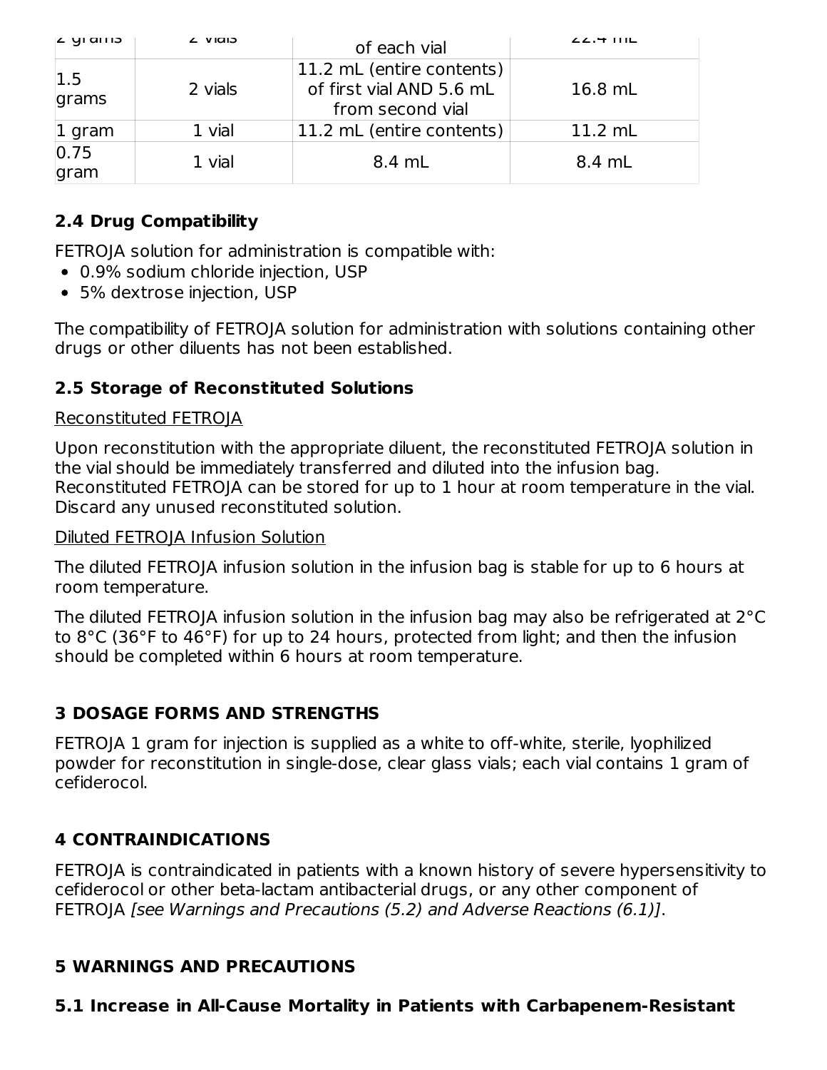| 2 grams | 2 vials | 11.2 mL (entire contents) of each vial | 22.4 mL |
|---|---|---|---|
| 1.5 grams | 2 vials | 11.2 mL (entire contents) of first vial AND 5.6 mL from second vial | 16.8 mL |
| 1 gram | 1 vial | 11.2 mL (entire contents) | 11.2 mL |
| 0.75 gram | 1 vial | 8.4 mL | 8.4 mL |

### 2.4 Drug Compatibility

FETROJA solution for administration is compatible with:

- 0.9% sodium chloride injection, USP
- 5% dextrose injection, USP

The compatibility of FETROJA solution for administration with solutions containing other drugs or other diluents has not been established.

### 2.5 Storage of Reconstituted Solutions

Reconstituted FETROJA

Upon reconstitution with the appropriate diluent, the reconstituted FETROJA solution in the vial should be immediately transferred and diluted into the infusion bag. Reconstituted FETROJA can be stored for up to 1 hour at room temperature in the vial. Discard any unused reconstituted solution.

Diluted FETROJA Infusion Solution

The diluted FETROJA infusion solution in the infusion bag is stable for up to 6 hours at room temperature.

The diluted FETROJA infusion solution in the infusion bag may also be refrigerated at 2°C to 8°C (36°F to 46°F) for up to 24 hours, protected from light; and then the infusion should be completed within 6 hours at room temperature.

## 3 DOSAGE FORMS AND STRENGTHS

FETROJA 1 gram for injection is supplied as a white to off-white, sterile, lyophilized powder for reconstitution in single-dose, clear glass vials; each vial contains 1 gram of cefiderocol.

## 4 CONTRAINDICATIONS

FETROJA is contraindicated in patients with a known history of severe hypersensitivity to cefiderocol or other beta-lactam antibacterial drugs, or any other component of FETROJA *[see Warnings and Precautions (5.2) and Adverse Reactions (6.1)]*.

## 5 WARNINGS AND PRECAUTIONS

### 5.1 Increase in All-Cause Mortality in Patients with Carbapenem-Resistant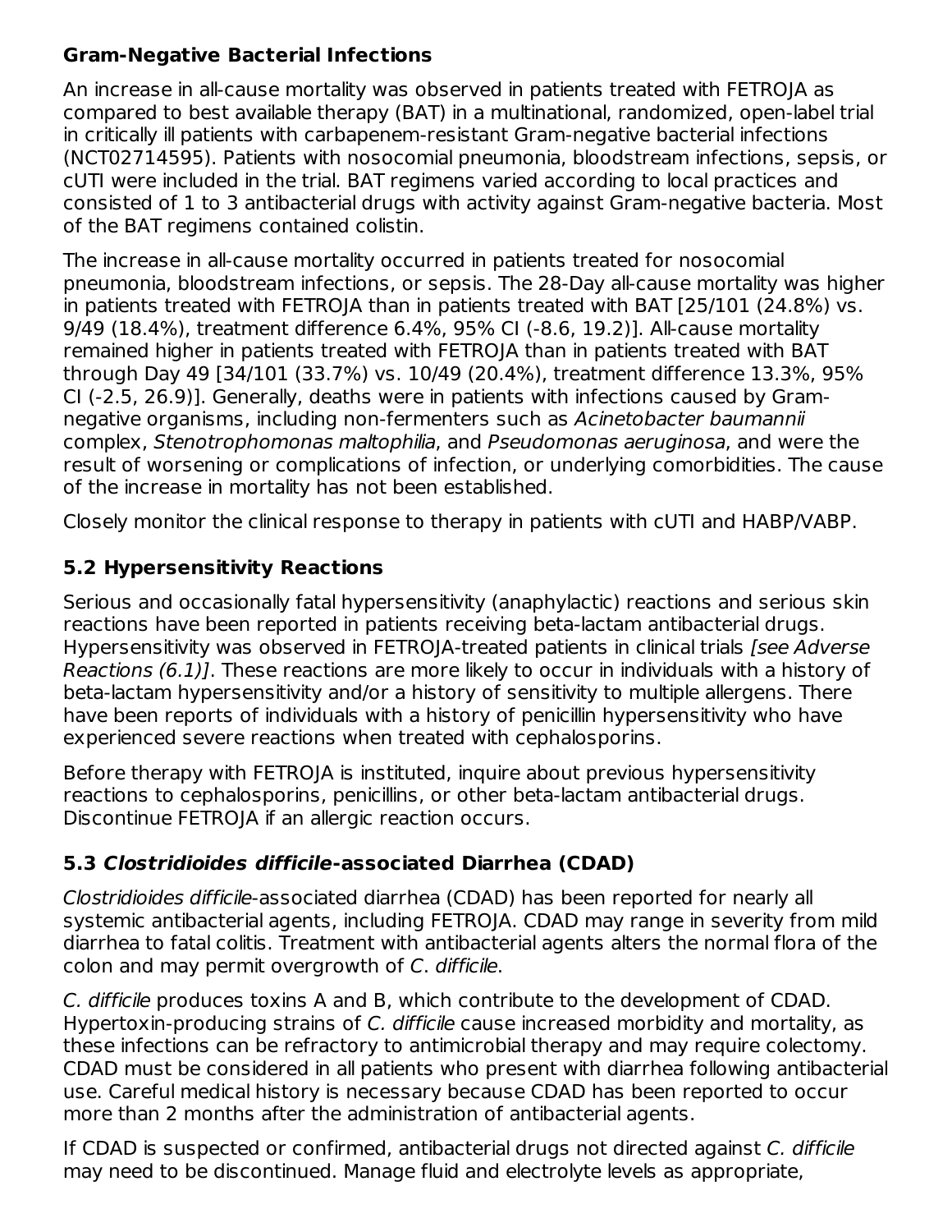**Gram-Negative Bacterial Infections**

An increase in all-cause mortality was observed in patients treated with FETROJA as compared to best available therapy (BAT) in a multinational, randomized, open-label trial in critically ill patients with carbapenem-resistant Gram-negative bacterial infections (NCT02714595). Patients with nosocomial pneumonia, bloodstream infections, sepsis, or cUTI were included in the trial. BAT regimens varied according to local practices and consisted of 1 to 3 antibacterial drugs with activity against Gram-negative bacteria. Most of the BAT regimens contained colistin.

The increase in all-cause mortality occurred in patients treated for nosocomial pneumonia, bloodstream infections, or sepsis. The 28-Day all-cause mortality was higher in patients treated with FETROJA than in patients treated with BAT [25/101 (24.8%) vs. 9/49 (18.4%), treatment difference 6.4%, 95% CI (-8.6, 19.2)]. All-cause mortality remained higher in patients treated with FETROJA than in patients treated with BAT through Day 49 [34/101 (33.7%) vs. 10/49 (20.4%), treatment difference 13.3%, 95% CI (-2.5, 26.9)]. Generally, deaths were in patients with infections caused by Gram-negative organisms, including non-fermenters such as *Acinetobacter baumannii* complex, *Stenotrophomonas maltophilia*, and *Pseudomonas aeruginosa*, and were the result of worsening or complications of infection, or underlying comorbidities. The cause of the increase in mortality has not been established.

Closely monitor the clinical response to therapy in patients with cUTI and HABP/VABP.

## 5.2 Hypersensitivity Reactions

Serious and occasionally fatal hypersensitivity (anaphylactic) reactions and serious skin reactions have been reported in patients receiving beta-lactam antibacterial drugs. Hypersensitivity was observed in FETROJA-treated patients in clinical trials *[see Adverse Reactions (6.1)]*. These reactions are more likely to occur in individuals with a history of beta-lactam hypersensitivity and/or a history of sensitivity to multiple allergens. There have been reports of individuals with a history of penicillin hypersensitivity who have experienced severe reactions when treated with cephalosporins.

Before therapy with FETROJA is instituted, inquire about previous hypersensitivity reactions to cephalosporins, penicillins, or other beta-lactam antibacterial drugs. Discontinue FETROJA if an allergic reaction occurs.

## 5.3 *Clostridioides difficile*-associated Diarrhea (CDAD)

*Clostridioides difficile*-associated diarrhea (CDAD) has been reported for nearly all systemic antibacterial agents, including FETROJA. CDAD may range in severity from mild diarrhea to fatal colitis. Treatment with antibacterial agents alters the normal flora of the colon and may permit overgrowth of *C. difficile*.

*C. difficile* produces toxins A and B, which contribute to the development of CDAD. Hypertoxin-producing strains of *C. difficile* cause increased morbidity and mortality, as these infections can be refractory to antimicrobial therapy and may require colectomy. CDAD must be considered in all patients who present with diarrhea following antibacterial use. Careful medical history is necessary because CDAD has been reported to occur more than 2 months after the administration of antibacterial agents.

If CDAD is suspected or confirmed, antibacterial drugs not directed against *C. difficile* may need to be discontinued. Manage fluid and electrolyte levels as appropriate,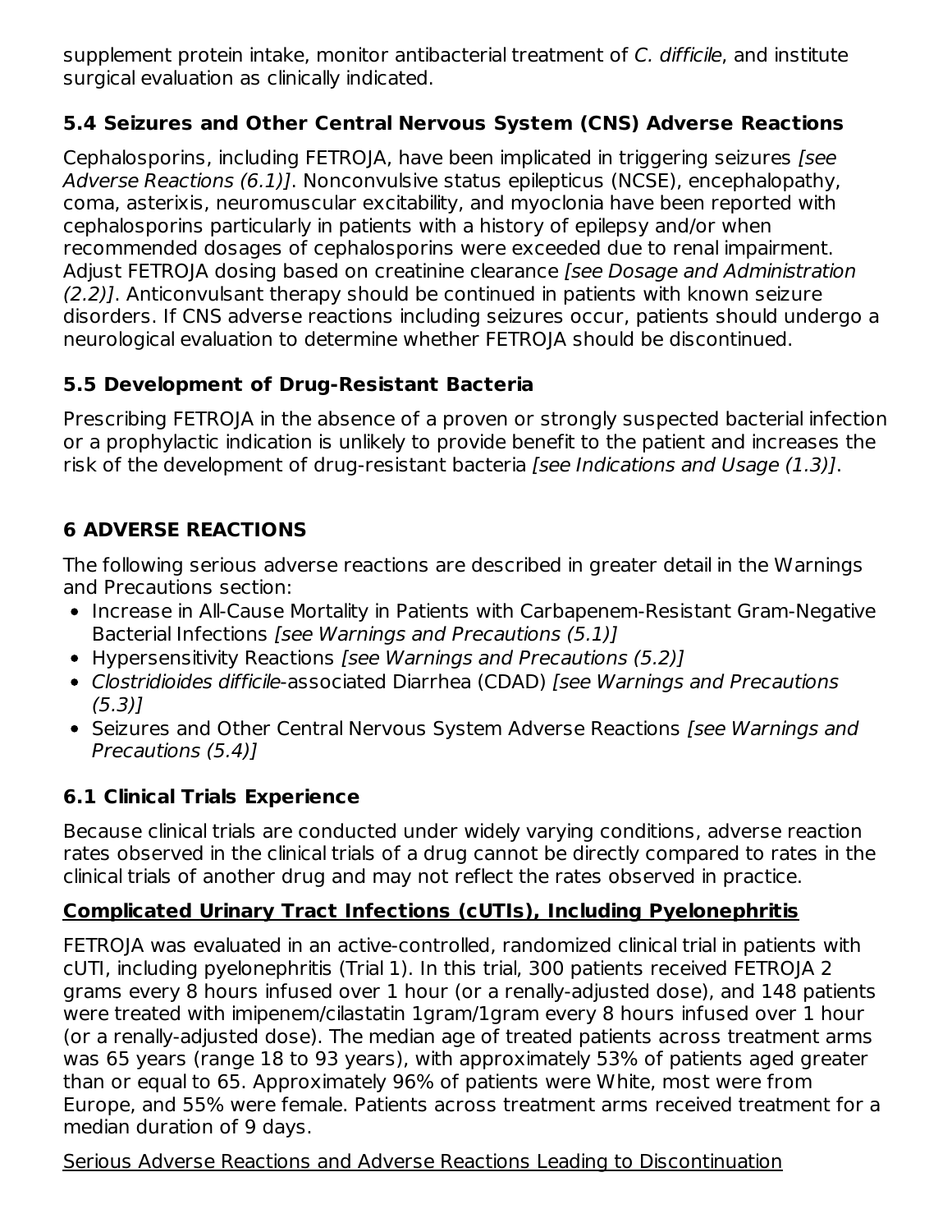supplement protein intake, monitor antibacterial treatment of *C. difficile*, and institute surgical evaluation as clinically indicated.

### 5.4 Seizures and Other Central Nervous System (CNS) Adverse Reactions

Cephalosporins, including FETROJA, have been implicated in triggering seizures *[see Adverse Reactions (6.1)]*. Nonconvulsive status epilepticus (NCSE), encephalopathy, coma, asterixis, neuromuscular excitability, and myoclonia have been reported with cephalosporins particularly in patients with a history of epilepsy and/or when recommended dosages of cephalosporins were exceeded due to renal impairment. Adjust FETROJA dosing based on creatinine clearance *[see Dosage and Administration (2.2)]*. Anticonvulsant therapy should be continued in patients with known seizure disorders. If CNS adverse reactions including seizures occur, patients should undergo a neurological evaluation to determine whether FETROJA should be discontinued.

### 5.5 Development of Drug-Resistant Bacteria

Prescribing FETROJA in the absence of a proven or strongly suspected bacterial infection or a prophylactic indication is unlikely to provide benefit to the patient and increases the risk of the development of drug-resistant bacteria *[see Indications and Usage (1.3)]*.

## 6 ADVERSE REACTIONS

The following serious adverse reactions are described in greater detail in the Warnings and Precautions section:

- Increase in All-Cause Mortality in Patients with Carbapenem-Resistant Gram-Negative Bacterial Infections *[see Warnings and Precautions (5.1)]*
- Hypersensitivity Reactions *[see Warnings and Precautions (5.2)]*
- *Clostridioides difficile*-associated Diarrhea (CDAD) *[see Warnings and Precautions (5.3)]*
- Seizures and Other Central Nervous System Adverse Reactions *[see Warnings and Precautions (5.4)]*

### 6.1 Clinical Trials Experience

Because clinical trials are conducted under widely varying conditions, adverse reaction rates observed in the clinical trials of a drug cannot be directly compared to rates in the clinical trials of another drug and may not reflect the rates observed in practice.

**Complicated Urinary Tract Infections (cUTIs), Including Pyelonephritis**

FETROJA was evaluated in an active-controlled, randomized clinical trial in patients with cUTI, including pyelonephritis (Trial 1). In this trial, 300 patients received FETROJA 2 grams every 8 hours infused over 1 hour (or a renally-adjusted dose), and 148 patients were treated with imipenem/cilastatin 1gram/1gram every 8 hours infused over 1 hour (or a renally-adjusted dose). The median age of treated patients across treatment arms was 65 years (range 18 to 93 years), with approximately 53% of patients aged greater than or equal to 65. Approximately 96% of patients were White, most were from Europe, and 55% were female. Patients across treatment arms received treatment for a median duration of 9 days.

Serious Adverse Reactions and Adverse Reactions Leading to Discontinuation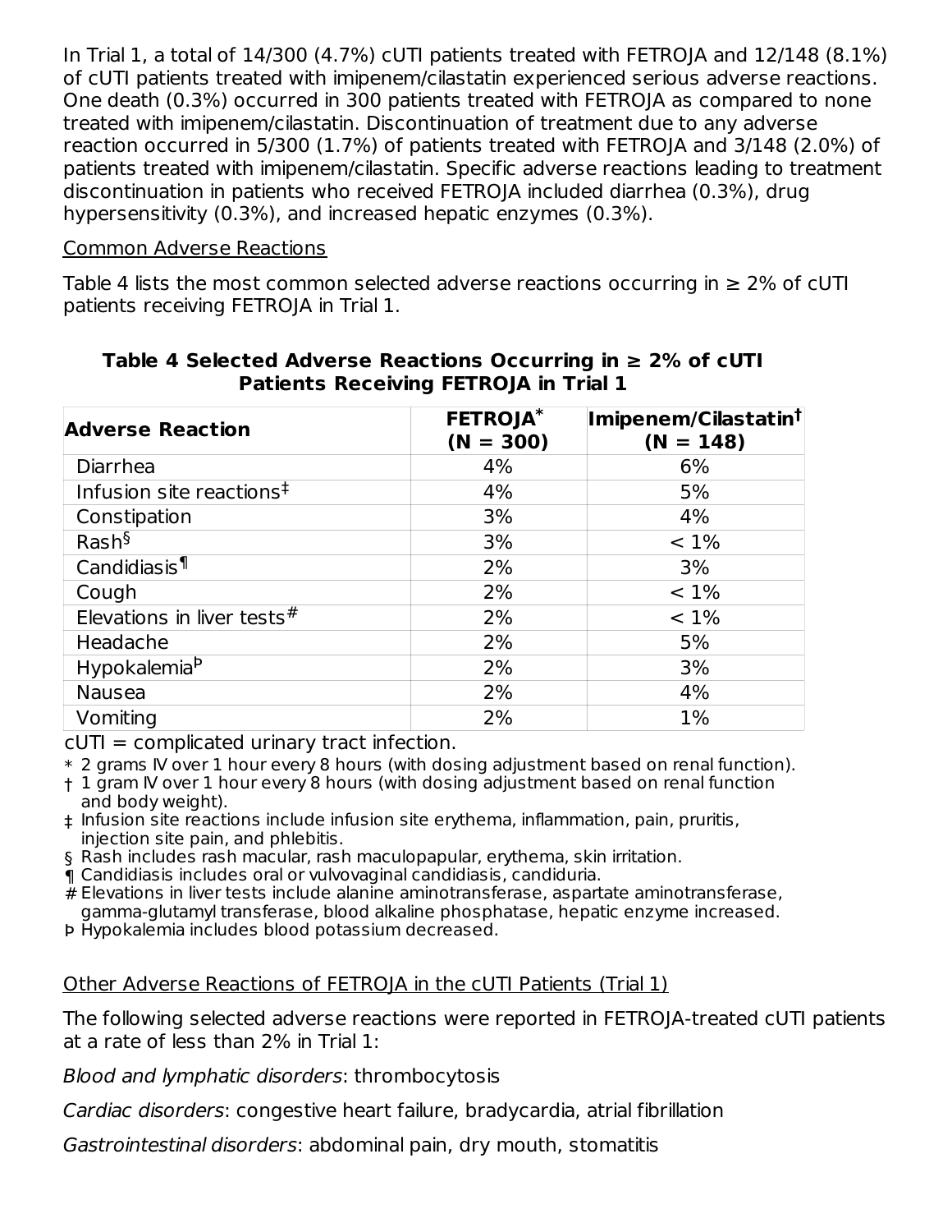In Trial 1, a total of 14/300 (4.7%) cUTI patients treated with FETROJA and 12/148 (8.1%) of cUTI patients treated with imipenem/cilastatin experienced serious adverse reactions. One death (0.3%) occurred in 300 patients treated with FETROJA as compared to none treated with imipenem/cilastatin. Discontinuation of treatment due to any adverse reaction occurred in 5/300 (1.7%) of patients treated with FETROJA and 3/148 (2.0%) of patients treated with imipenem/cilastatin. Specific adverse reactions leading to treatment discontinuation in patients who received FETROJA included diarrhea (0.3%), drug hypersensitivity (0.3%), and increased hepatic enzymes (0.3%).

Common Adverse Reactions

Table 4 lists the most common selected adverse reactions occurring in ≥ 2% of cUTI patients receiving FETROJA in Trial 1.

**Table 4 Selected Adverse Reactions Occurring in ≥ 2% of cUTI Patients Receiving FETROJA in Trial 1**

| Adverse Reaction | FETROJA* (N = 300) | Imipenem/Cilastatin† (N = 148) |
|---|---|---|
| Diarrhea | 4% | 6% |
| Infusion site reactions‡ | 4% | 5% |
| Constipation | 3% | 4% |
| Rash§ | 3% | < 1% |
| Candidiasis¶ | 2% | 3% |
| Cough | 2% | < 1% |
| Elevations in liver tests# | 2% | < 1% |
| Headache | 2% | 5% |
| Hypokalemiaᵖ | 2% | 3% |
| Nausea | 2% | 4% |
| Vomiting | 2% | 1% |

cUTI = complicated urinary tract infection.

\* 2 grams IV over 1 hour every 8 hours (with dosing adjustment based on renal function).

† 1 gram IV over 1 hour every 8 hours (with dosing adjustment based on renal function and body weight).

‡ Infusion site reactions include infusion site erythema, inflammation, pain, pruritis, injection site pain, and phlebitis.

§ Rash includes rash macular, rash maculopapular, erythema, skin irritation.

¶ Candidiasis includes oral or vulvovaginal candidiasis, candiduria.

\# Elevations in liver tests include alanine aminotransferase, aspartate aminotransferase, gamma-glutamyl transferase, blood alkaline phosphatase, hepatic enzyme increased.

ᵖ Hypokalemia includes blood potassium decreased.

Other Adverse Reactions of FETROJA in the cUTI Patients (Trial 1)

The following selected adverse reactions were reported in FETROJA-treated cUTI patients at a rate of less than 2% in Trial 1:

*Blood and lymphatic disorders*: thrombocytosis

*Cardiac disorders*: congestive heart failure, bradycardia, atrial fibrillation

*Gastrointestinal disorders*: abdominal pain, dry mouth, stomatitis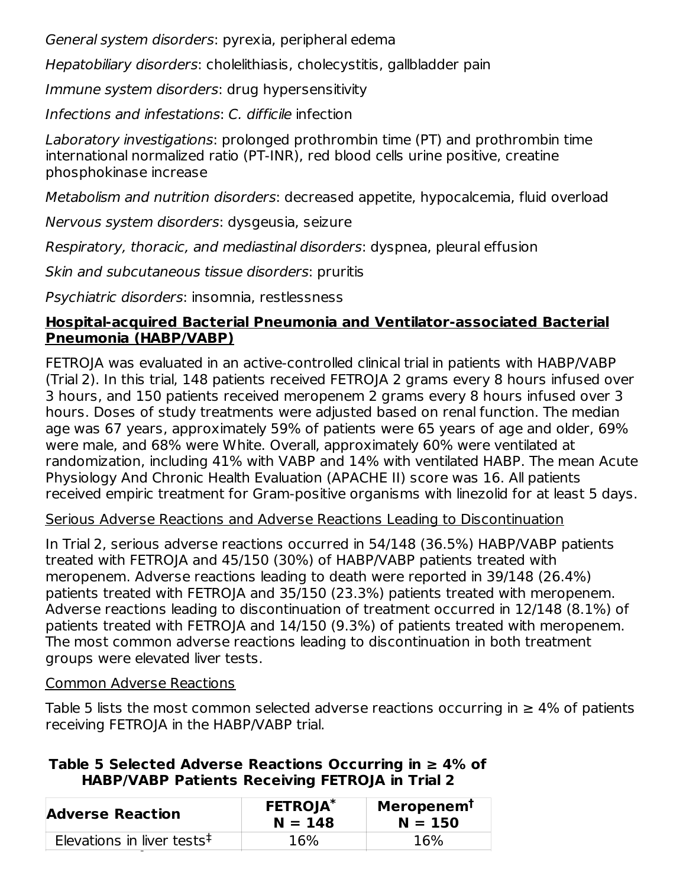*General system disorders*: pyrexia, peripheral edema

*Hepatobiliary disorders*: cholelithiasis, cholecystitis, gallbladder pain

*Immune system disorders*: drug hypersensitivity

*Infections and infestations*: *C. difficile* infection

*Laboratory investigations*: prolonged prothrombin time (PT) and prothrombin time international normalized ratio (PT-INR), red blood cells urine positive, creatine phosphokinase increase

*Metabolism and nutrition disorders*: decreased appetite, hypocalcemia, fluid overload

*Nervous system disorders*: dysgeusia, seizure

*Respiratory, thoracic, and mediastinal disorders*: dyspnea, pleural effusion

*Skin and subcutaneous tissue disorders*: pruritis

*Psychiatric disorders*: insomnia, restlessness

## Hospital-acquired Bacterial Pneumonia and Ventilator-associated Bacterial Pneumonia (HABP/VABP)

FETROJA was evaluated in an active-controlled clinical trial in patients with HABP/VABP (Trial 2). In this trial, 148 patients received FETROJA 2 grams every 8 hours infused over 3 hours, and 150 patients received meropenem 2 grams every 8 hours infused over 3 hours. Doses of study treatments were adjusted based on renal function. The median age was 67 years, approximately 59% of patients were 65 years of age and older, 69% were male, and 68% were White. Overall, approximately 60% were ventilated at randomization, including 41% with VABP and 14% with ventilated HABP. The mean Acute Physiology And Chronic Health Evaluation (APACHE II) score was 16. All patients received empiric treatment for Gram-positive organisms with linezolid for at least 5 days.

Serious Adverse Reactions and Adverse Reactions Leading to Discontinuation

In Trial 2, serious adverse reactions occurred in 54/148 (36.5%) HABP/VABP patients treated with FETROJA and 45/150 (30%) of HABP/VABP patients treated with meropenem. Adverse reactions leading to death were reported in 39/148 (26.4%) patients treated with FETROJA and 35/150 (23.3%) patients treated with meropenem. Adverse reactions leading to discontinuation of treatment occurred in 12/148 (8.1%) of patients treated with FETROJA and 14/150 (9.3%) of patients treated with meropenem. The most common adverse reactions leading to discontinuation in both treatment groups were elevated liver tests.

Common Adverse Reactions

Table 5 lists the most common selected adverse reactions occurring in ≥ 4% of patients receiving FETROJA in the HABP/VABP trial.

**Table 5 Selected Adverse Reactions Occurring in ≥ 4% of HABP/VABP Patients Receiving FETROJA in Trial 2**

| Adverse Reaction | FETROJA* N = 148 | Meropenem† N = 150 |
|---|---|---|
| Elevations in liver tests‡ | 16% | 16% |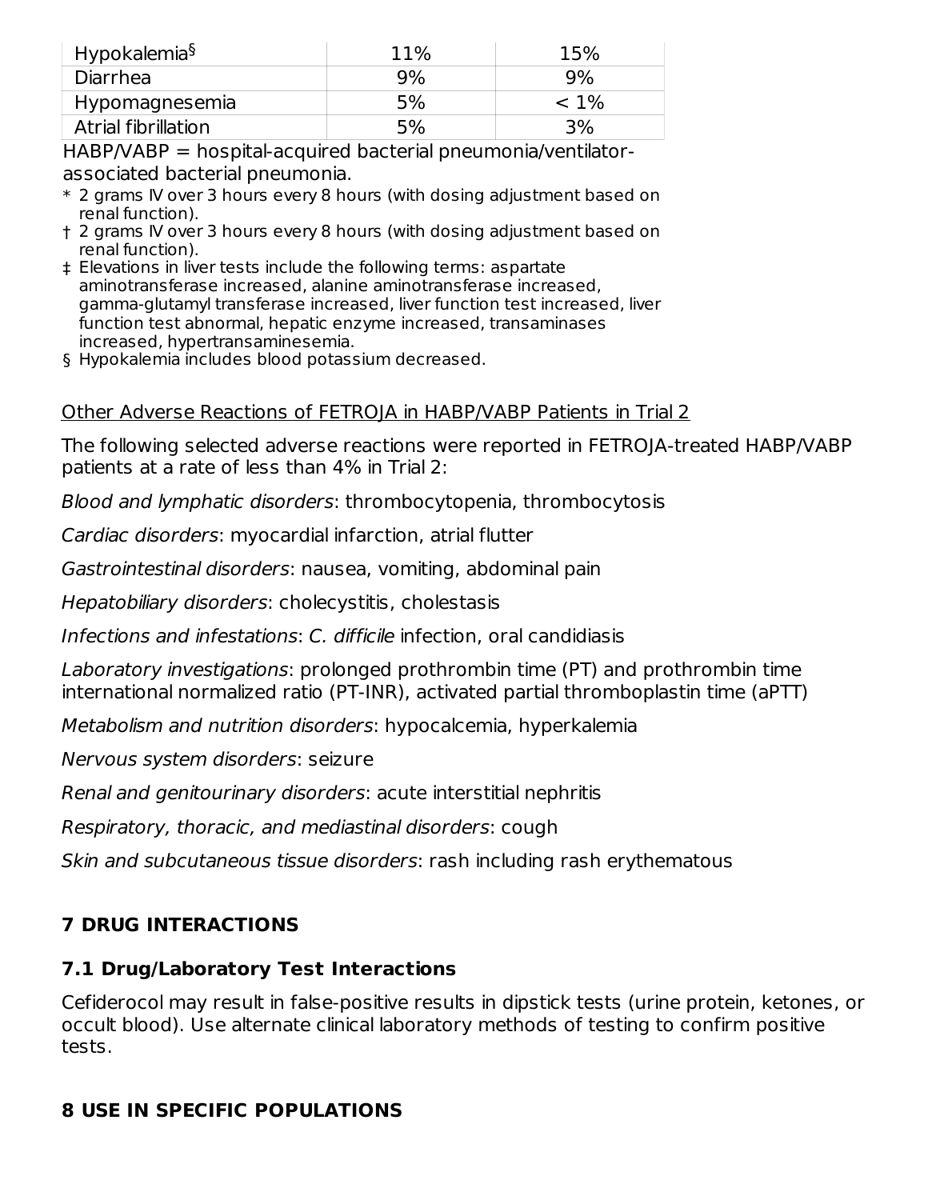| Hypokalemia§ | 11% | 15% |
| --- | --- | --- |
| Diarrhea | 9% | 9% |
| Hypomagnesemia | 5% | < 1% |
| Atrial fibrillation | 5% | 3% |

HABP/VABP = hospital-acquired bacterial pneumonia/ventilator-associated bacterial pneumonia.

\* 2 grams IV over 3 hours every 8 hours (with dosing adjustment based on renal function).

† 2 grams IV over 3 hours every 8 hours (with dosing adjustment based on renal function).

‡ Elevations in liver tests include the following terms: aspartate aminotransferase increased, alanine aminotransferase increased, gamma-glutamyl transferase increased, liver function test increased, liver function test abnormal, hepatic enzyme increased, transaminases increased, hypertransaminesemia.

§ Hypokalemia includes blood potassium decreased.

Other Adverse Reactions of FETROJA in HABP/VABP Patients in Trial 2

The following selected adverse reactions were reported in FETROJA-treated HABP/VABP patients at a rate of less than 4% in Trial 2:

*Blood and lymphatic disorders*: thrombocytopenia, thrombocytosis

*Cardiac disorders*: myocardial infarction, atrial flutter

*Gastrointestinal disorders*: nausea, vomiting, abdominal pain

*Hepatobiliary disorders*: cholecystitis, cholestasis

*Infections and infestations*: *C. difficile* infection, oral candidiasis

*Laboratory investigations*: prolonged prothrombin time (PT) and prothrombin time international normalized ratio (PT-INR), activated partial thromboplastin time (aPTT)

*Metabolism and nutrition disorders*: hypocalcemia, hyperkalemia

*Nervous system disorders*: seizure

*Renal and genitourinary disorders*: acute interstitial nephritis

*Respiratory, thoracic, and mediastinal disorders*: cough

*Skin and subcutaneous tissue disorders*: rash including rash erythematous

## 7 DRUG INTERACTIONS

### 7.1 Drug/Laboratory Test Interactions

Cefiderocol may result in false-positive results in dipstick tests (urine protein, ketones, or occult blood). Use alternate clinical laboratory methods of testing to confirm positive tests.

## 8 USE IN SPECIFIC POPULATIONS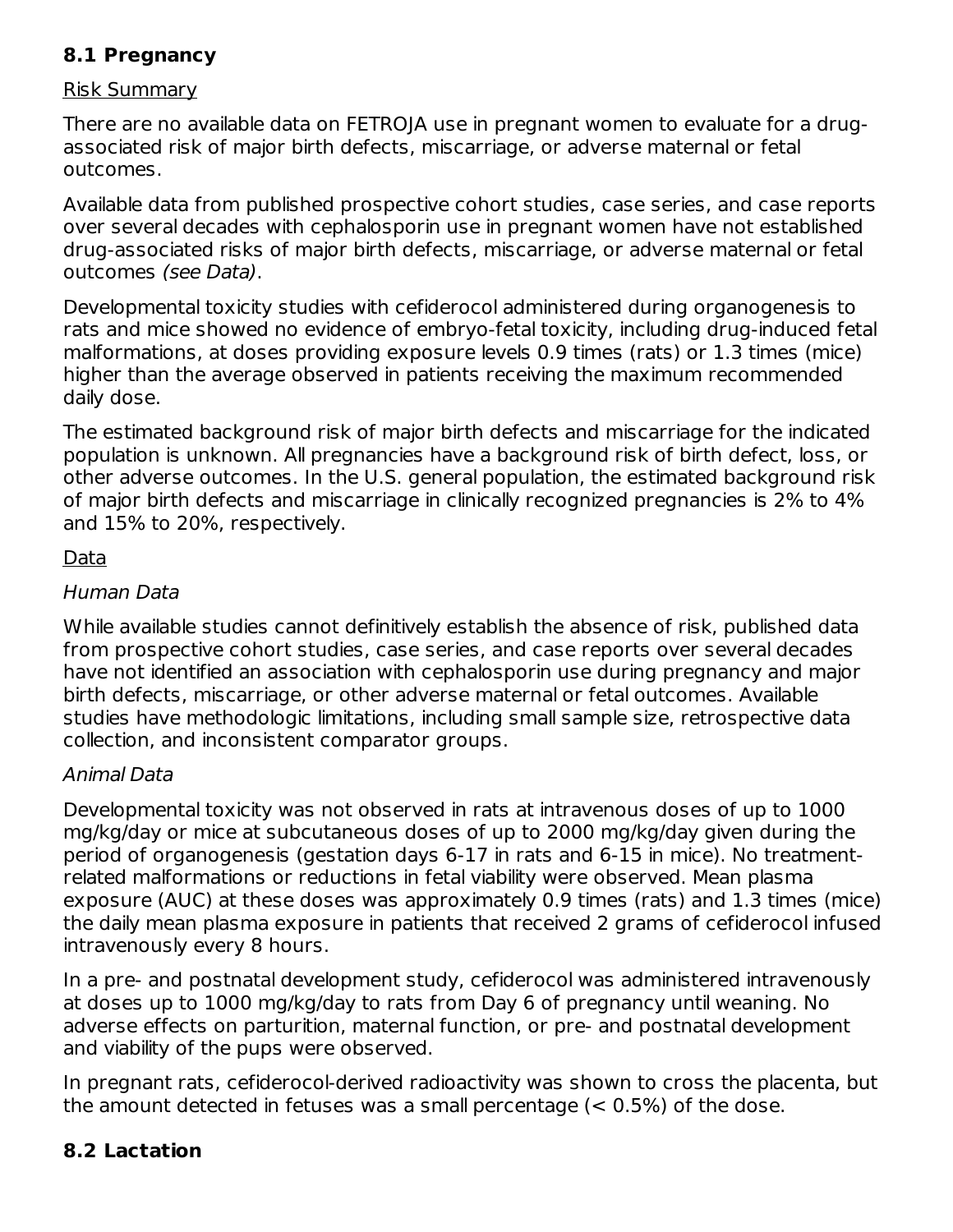## 8.1 Pregnancy

Risk Summary

There are no available data on FETROJA use in pregnant women to evaluate for a drug-associated risk of major birth defects, miscarriage, or adverse maternal or fetal outcomes.

Available data from published prospective cohort studies, case series, and case reports over several decades with cephalosporin use in pregnant women have not established drug-associated risks of major birth defects, miscarriage, or adverse maternal or fetal outcomes *(see Data)*.

Developmental toxicity studies with cefiderocol administered during organogenesis to rats and mice showed no evidence of embryo-fetal toxicity, including drug-induced fetal malformations, at doses providing exposure levels 0.9 times (rats) or 1.3 times (mice) higher than the average observed in patients receiving the maximum recommended daily dose.

The estimated background risk of major birth defects and miscarriage for the indicated population is unknown. All pregnancies have a background risk of birth defect, loss, or other adverse outcomes. In the U.S. general population, the estimated background risk of major birth defects and miscarriage in clinically recognized pregnancies is 2% to 4% and 15% to 20%, respectively.

Data

*Human Data*

While available studies cannot definitively establish the absence of risk, published data from prospective cohort studies, case series, and case reports over several decades have not identified an association with cephalosporin use during pregnancy and major birth defects, miscarriage, or other adverse maternal or fetal outcomes. Available studies have methodologic limitations, including small sample size, retrospective data collection, and inconsistent comparator groups.

*Animal Data*

Developmental toxicity was not observed in rats at intravenous doses of up to 1000 mg/kg/day or mice at subcutaneous doses of up to 2000 mg/kg/day given during the period of organogenesis (gestation days 6-17 in rats and 6-15 in mice). No treatment-related malformations or reductions in fetal viability were observed. Mean plasma exposure (AUC) at these doses was approximately 0.9 times (rats) and 1.3 times (mice) the daily mean plasma exposure in patients that received 2 grams of cefiderocol infused intravenously every 8 hours.

In a pre- and postnatal development study, cefiderocol was administered intravenously at doses up to 1000 mg/kg/day to rats from Day 6 of pregnancy until weaning. No adverse effects on parturition, maternal function, or pre- and postnatal development and viability of the pups were observed.

In pregnant rats, cefiderocol-derived radioactivity was shown to cross the placenta, but the amount detected in fetuses was a small percentage (< 0.5%) of the dose.

## 8.2 Lactation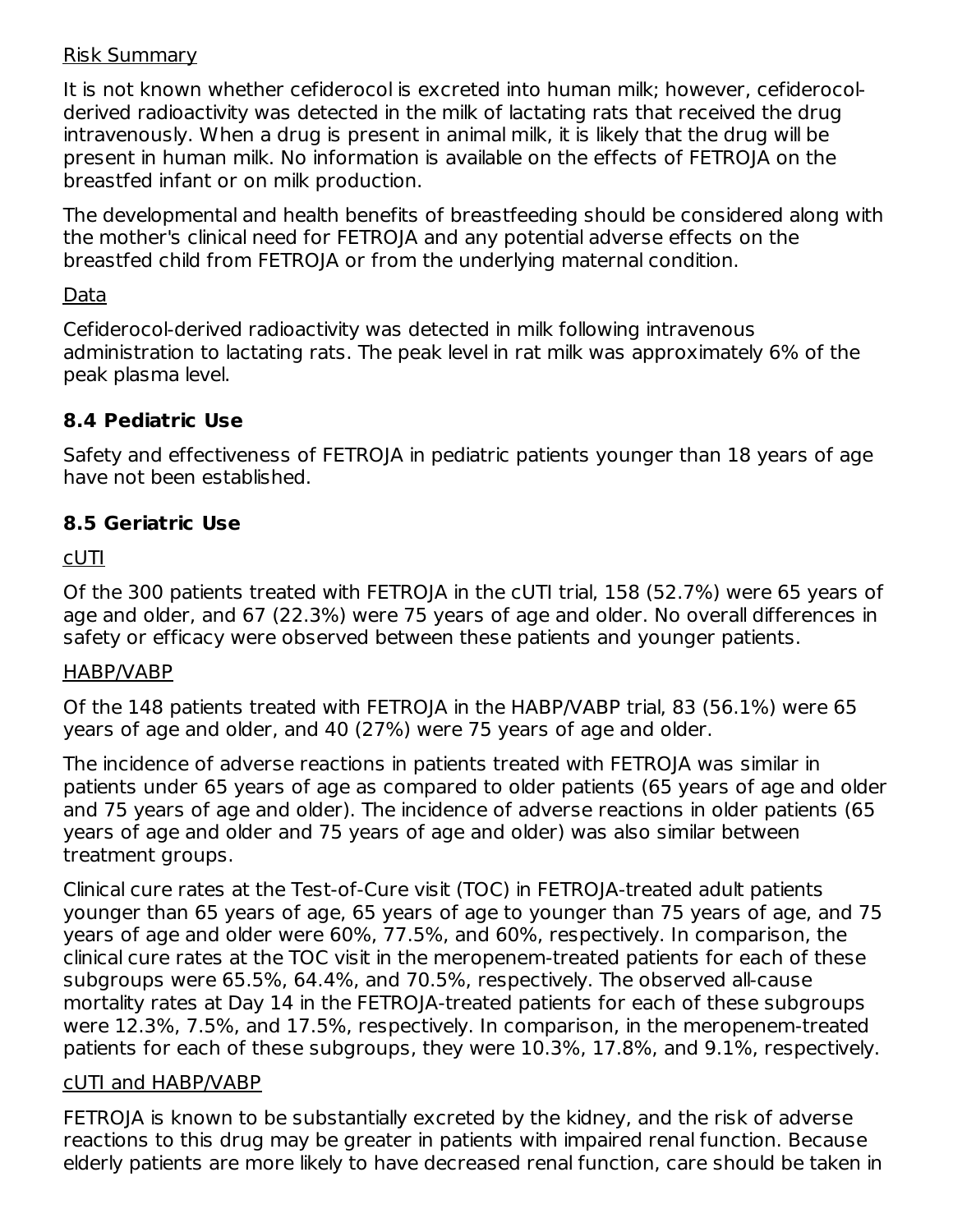Risk Summary

It is not known whether cefiderocol is excreted into human milk; however, cefiderocol-derived radioactivity was detected in the milk of lactating rats that received the drug intravenously. When a drug is present in animal milk, it is likely that the drug will be present in human milk. No information is available on the effects of FETROJA on the breastfed infant or on milk production.

The developmental and health benefits of breastfeeding should be considered along with the mother's clinical need for FETROJA and any potential adverse effects on the breastfed child from FETROJA or from the underlying maternal condition.

Data

Cefiderocol-derived radioactivity was detected in milk following intravenous administration to lactating rats. The peak level in rat milk was approximately 6% of the peak plasma level.

### 8.4 Pediatric Use

Safety and effectiveness of FETROJA in pediatric patients younger than 18 years of age have not been established.

### 8.5 Geriatric Use

cUTI

Of the 300 patients treated with FETROJA in the cUTI trial, 158 (52.7%) were 65 years of age and older, and 67 (22.3%) were 75 years of age and older. No overall differences in safety or efficacy were observed between these patients and younger patients.

HABP/VABP

Of the 148 patients treated with FETROJA in the HABP/VABP trial, 83 (56.1%) were 65 years of age and older, and 40 (27%) were 75 years of age and older.

The incidence of adverse reactions in patients treated with FETROJA was similar in patients under 65 years of age as compared to older patients (65 years of age and older and 75 years of age and older). The incidence of adverse reactions in older patients (65 years of age and older and 75 years of age and older) was also similar between treatment groups.

Clinical cure rates at the Test-of-Cure visit (TOC) in FETROJA-treated adult patients younger than 65 years of age, 65 years of age to younger than 75 years of age, and 75 years of age and older were 60%, 77.5%, and 60%, respectively. In comparison, the clinical cure rates at the TOC visit in the meropenem-treated patients for each of these subgroups were 65.5%, 64.4%, and 70.5%, respectively. The observed all-cause mortality rates at Day 14 in the FETROJA-treated patients for each of these subgroups were 12.3%, 7.5%, and 17.5%, respectively. In comparison, in the meropenem-treated patients for each of these subgroups, they were 10.3%, 17.8%, and 9.1%, respectively.

cUTI and HABP/VABP

FETROJA is known to be substantially excreted by the kidney, and the risk of adverse reactions to this drug may be greater in patients with impaired renal function. Because elderly patients are more likely to have decreased renal function, care should be taken in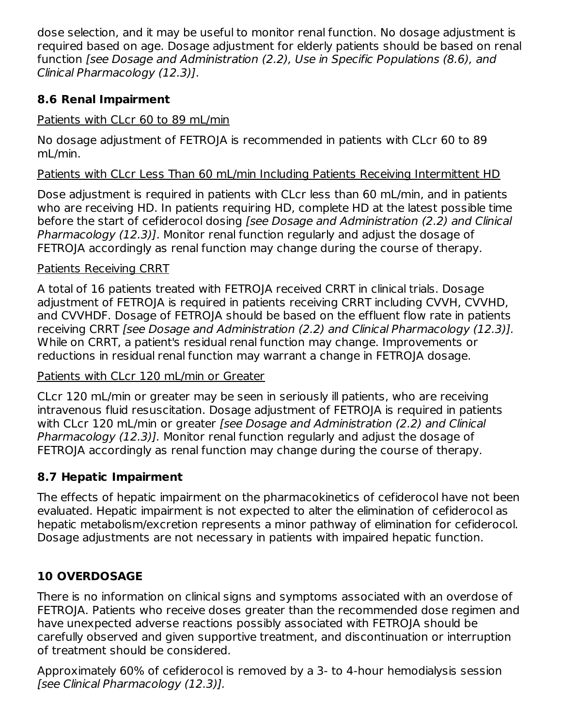dose selection, and it may be useful to monitor renal function. No dosage adjustment is required based on age. Dosage adjustment for elderly patients should be based on renal function *[see Dosage and Administration (2.2), Use in Specific Populations (8.6), and Clinical Pharmacology (12.3)]*.

### 8.6 Renal Impairment

Patients with CLcr 60 to 89 mL/min

No dosage adjustment of FETROJA is recommended in patients with CLcr 60 to 89 mL/min.

Patients with CLcr Less Than 60 mL/min Including Patients Receiving Intermittent HD

Dose adjustment is required in patients with CLcr less than 60 mL/min, and in patients who are receiving HD. In patients requiring HD, complete HD at the latest possible time before the start of cefiderocol dosing *[see Dosage and Administration (2.2) and Clinical Pharmacology (12.3)]*. Monitor renal function regularly and adjust the dosage of FETROJA accordingly as renal function may change during the course of therapy.

Patients Receiving CRRT

A total of 16 patients treated with FETROJA received CRRT in clinical trials. Dosage adjustment of FETROJA is required in patients receiving CRRT including CVVH, CVVHD, and CVVHDF. Dosage of FETROJA should be based on the effluent flow rate in patients receiving CRRT *[see Dosage and Administration (2.2) and Clinical Pharmacology (12.3)].* While on CRRT, a patient's residual renal function may change. Improvements or reductions in residual renal function may warrant a change in FETROJA dosage.

Patients with CLcr 120 mL/min or Greater

CLcr 120 mL/min or greater may be seen in seriously ill patients, who are receiving intravenous fluid resuscitation. Dosage adjustment of FETROJA is required in patients with CLcr 120 mL/min or greater *[see Dosage and Administration (2.2) and Clinical Pharmacology (12.3)].* Monitor renal function regularly and adjust the dosage of FETROJA accordingly as renal function may change during the course of therapy.

### 8.7 Hepatic Impairment

The effects of hepatic impairment on the pharmacokinetics of cefiderocol have not been evaluated. Hepatic impairment is not expected to alter the elimination of cefiderocol as hepatic metabolism/excretion represents a minor pathway of elimination for cefiderocol. Dosage adjustments are not necessary in patients with impaired hepatic function.

## 10 OVERDOSAGE

There is no information on clinical signs and symptoms associated with an overdose of FETROJA. Patients who receive doses greater than the recommended dose regimen and have unexpected adverse reactions possibly associated with FETROJA should be carefully observed and given supportive treatment, and discontinuation or interruption of treatment should be considered.

Approximately 60% of cefiderocol is removed by a 3- to 4-hour hemodialysis session *[see Clinical Pharmacology (12.3)].*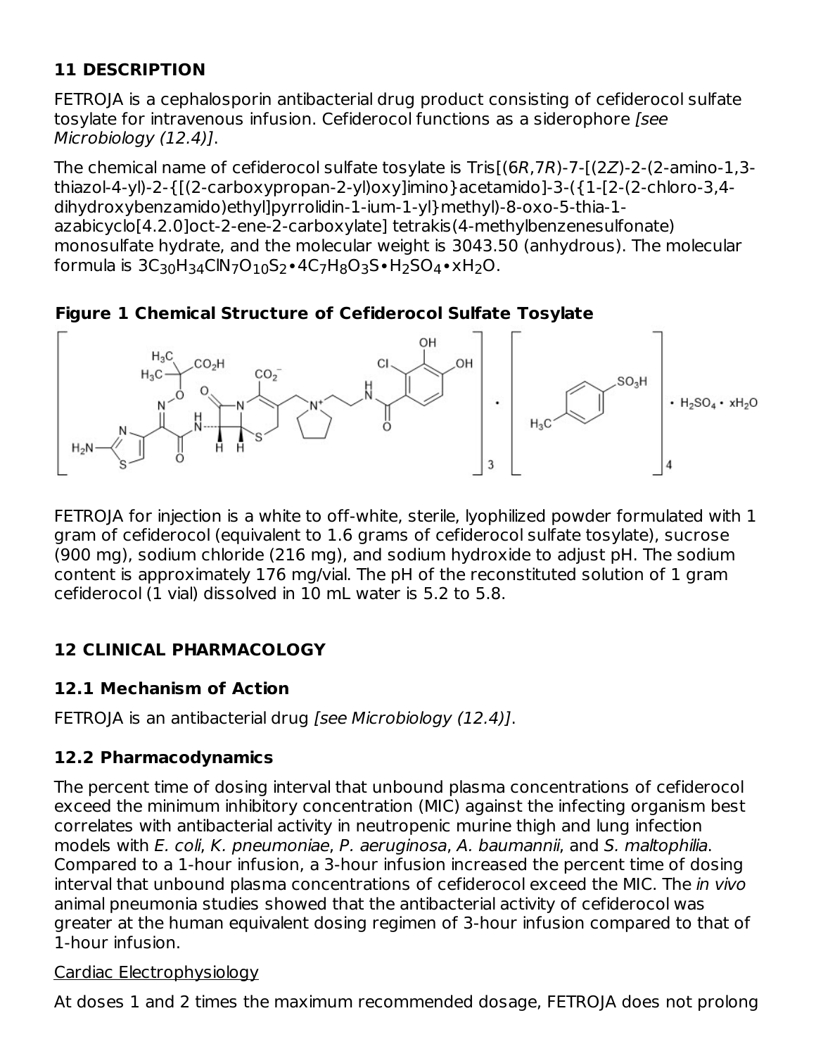## 11 DESCRIPTION

FETROJA is a cephalosporin antibacterial drug product consisting of cefiderocol sulfate tosylate for intravenous infusion. Cefiderocol functions as a siderophore *[see Microbiology (12.4)]*.

The chemical name of cefiderocol sulfate tosylate is Tris[(6*R*,7*R*)-7-[(2*Z*)-2-(2-amino-1,3-thiazol-4-yl)-2-{[(2-carboxypropan-2-yl)oxy]imino}acetamido]-3-({1-[2-(2-chloro-3,4-dihydroxybenzamido)ethyl]pyrrolidin-1-ium-1-yl}methyl)-8-oxo-5-thia-1-azabicyclo[4.2.0]oct-2-ene-2-carboxylate] tetrakis(4-methylbenzenesulfonate) monosulfate hydrate, and the molecular weight is 3043.50 (anhydrous). The molecular formula is $3C_{30}H_{34}ClN_7O_{10}S_2 \bullet 4C_7H_8O_3S \bullet H_2SO_4 \bullet xH_2O$.

**Figure 1 Chemical Structure of Cefiderocol Sulfate Tosylate**

FETROJA for injection is a white to off-white, sterile, lyophilized powder formulated with 1 gram of cefiderocol (equivalent to 1.6 grams of cefiderocol sulfate tosylate), sucrose (900 mg), sodium chloride (216 mg), and sodium hydroxide to adjust pH. The sodium content is approximately 176 mg/vial. The pH of the reconstituted solution of 1 gram cefiderocol (1 vial) dissolved in 10 mL water is 5.2 to 5.8.

## 12 CLINICAL PHARMACOLOGY

### 12.1 Mechanism of Action

FETROJA is an antibacterial drug *[see Microbiology (12.4)]*.

### 12.2 Pharmacodynamics

The percent time of dosing interval that unbound plasma concentrations of cefiderocol exceed the minimum inhibitory concentration (MIC) against the infecting organism best correlates with antibacterial activity in neutropenic murine thigh and lung infection models with *E. coli*, *K. pneumoniae*, *P. aeruginosa*, *A. baumannii*, and *S. maltophilia*. Compared to a 1-hour infusion, a 3-hour infusion increased the percent time of dosing interval that unbound plasma concentrations of cefiderocol exceed the MIC. The *in vivo* animal pneumonia studies showed that the antibacterial activity of cefiderocol was greater at the human equivalent dosing regimen of 3-hour infusion compared to that of 1-hour infusion.

Cardiac Electrophysiology

At doses 1 and 2 times the maximum recommended dosage, FETROJA does not prolong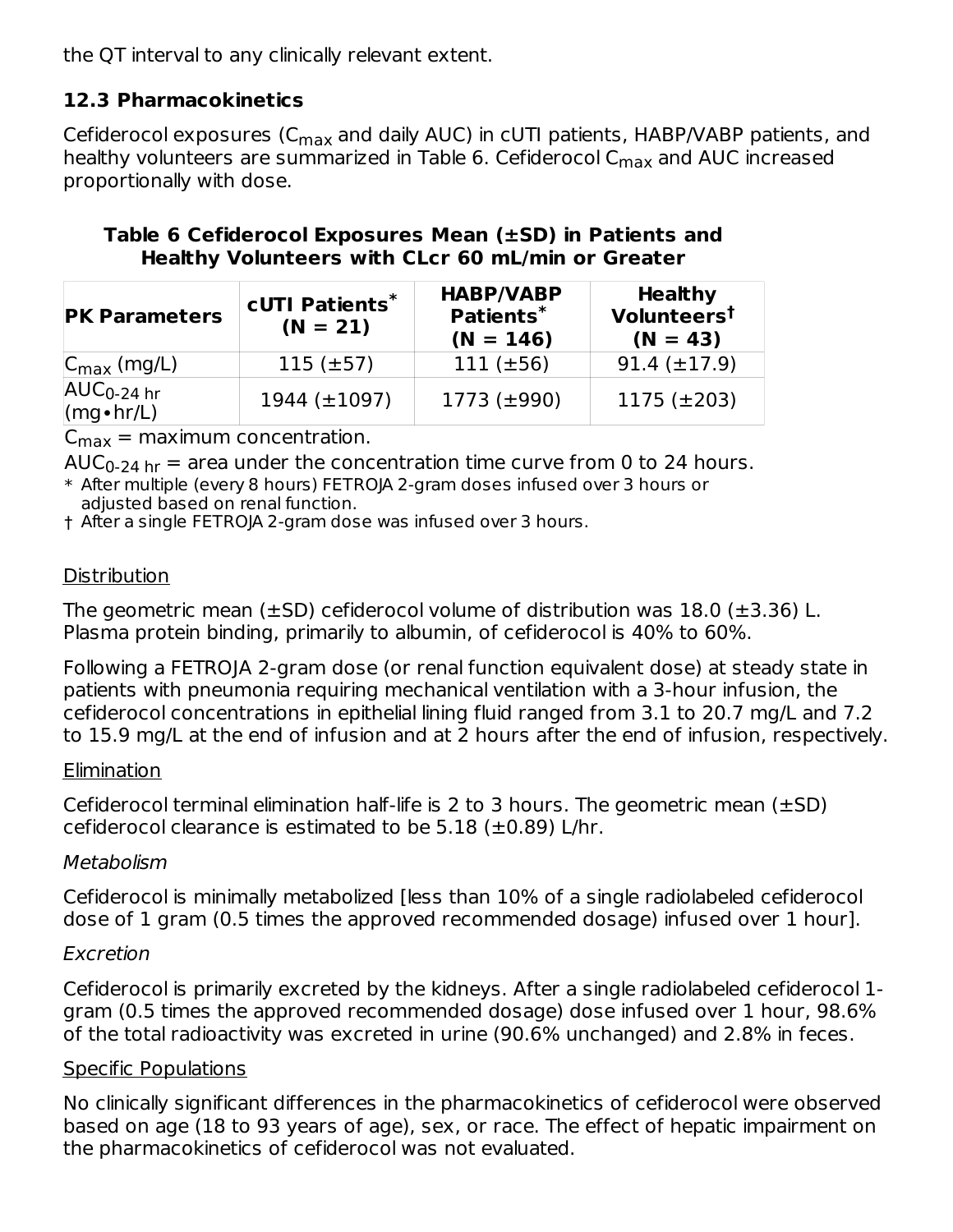the QT interval to any clinically relevant extent.

### 12.3 Pharmacokinetics

Cefiderocol exposures ($C_{max}$ and daily AUC) in cUTI patients, HABP/VABP patients, and healthy volunteers are summarized in Table 6. Cefiderocol $C_{max}$ and AUC increased proportionally with dose.

**Table 6 Cefiderocol Exposures Mean (±SD) in Patients and Healthy Volunteers with CLcr 60 mL/min or Greater**

| PK Parameters | cUTI Patients* (N = 21) | HABP/VABP Patients* (N = 146) | Healthy Volunteers† (N = 43) |
|---|---|---|---|
| $C_{max}$ (mg/L) | 115 (±57) | 111 (±56) | 91.4 (±17.9) |
| $AUC_{0\text{-}24\ hr}$ (mg•hr/L) | 1944 (±1097) | 1773 (±990) | 1175 (±203) |

$C_{max}$ = maximum concentration.

$AUC_{0\text{-}24\ hr}$ = area under the concentration time curve from 0 to 24 hours.

\* After multiple (every 8 hours) FETROJA 2-gram doses infused over 3 hours or adjusted based on renal function.

† After a single FETROJA 2-gram dose was infused over 3 hours.

Distribution

The geometric mean (±SD) cefiderocol volume of distribution was 18.0 (±3.36) L. Plasma protein binding, primarily to albumin, of cefiderocol is 40% to 60%.

Following a FETROJA 2-gram dose (or renal function equivalent dose) at steady state in patients with pneumonia requiring mechanical ventilation with a 3-hour infusion, the cefiderocol concentrations in epithelial lining fluid ranged from 3.1 to 20.7 mg/L and 7.2 to 15.9 mg/L at the end of infusion and at 2 hours after the end of infusion, respectively.

Elimination

Cefiderocol terminal elimination half-life is 2 to 3 hours. The geometric mean (±SD) cefiderocol clearance is estimated to be 5.18 (±0.89) L/hr.

*Metabolism*

Cefiderocol is minimally metabolized [less than 10% of a single radiolabeled cefiderocol dose of 1 gram (0.5 times the approved recommended dosage) infused over 1 hour].

*Excretion*

Cefiderocol is primarily excreted by the kidneys. After a single radiolabeled cefiderocol 1-gram (0.5 times the approved recommended dosage) dose infused over 1 hour, 98.6% of the total radioactivity was excreted in urine (90.6% unchanged) and 2.8% in feces.

Specific Populations

No clinically significant differences in the pharmacokinetics of cefiderocol were observed based on age (18 to 93 years of age), sex, or race. The effect of hepatic impairment on the pharmacokinetics of cefiderocol was not evaluated.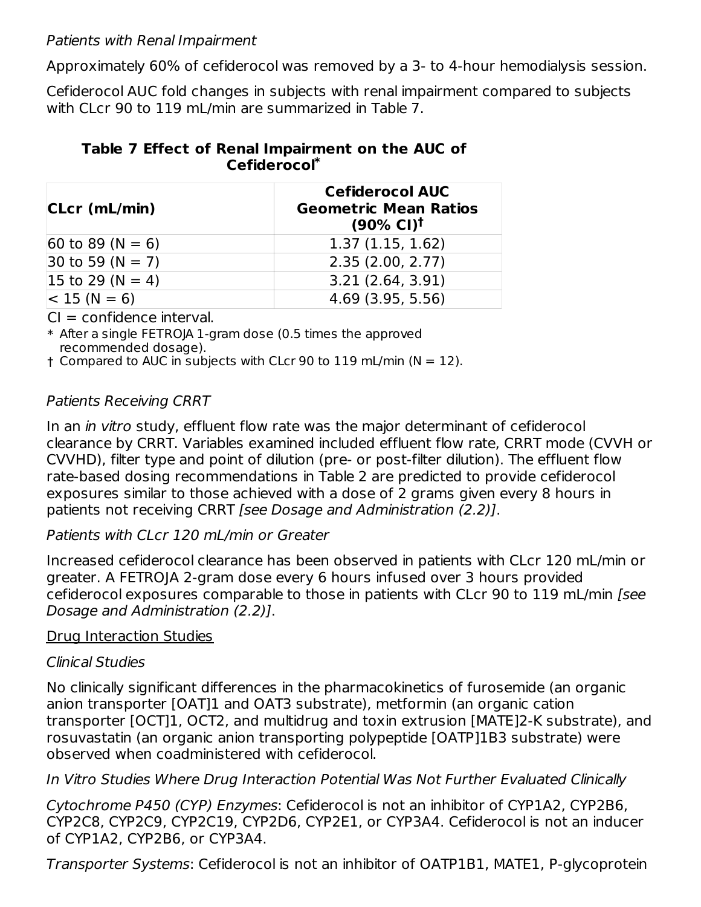*Patients with Renal Impairment*

Approximately 60% of cefiderocol was removed by a 3- to 4-hour hemodialysis session.

Cefiderocol AUC fold changes in subjects with renal impairment compared to subjects with CLcr 90 to 119 mL/min are summarized in Table 7.

**Table 7 Effect of Renal Impairment on the AUC of Cefiderocol***

| CLcr (mL/min) | Cefiderocol AUC Geometric Mean Ratios (90% CI)† |
|---|---|
| 60 to 89 (N = 6) | 1.37 (1.15, 1.62) |
| 30 to 59 (N = 7) | 2.35 (2.00, 2.77) |
| 15 to 29 (N = 4) | 3.21 (2.64, 3.91) |
| < 15 (N = 6) | 4.69 (3.95, 5.56) |

CI = confidence interval.

\* After a single FETROJA 1-gram dose (0.5 times the approved recommended dosage).

† Compared to AUC in subjects with CLcr 90 to 119 mL/min (N = 12).

*Patients Receiving CRRT*

In an *in vitro* study, effluent flow rate was the major determinant of cefiderocol clearance by CRRT. Variables examined included effluent flow rate, CRRT mode (CVVH or CVVHD), filter type and point of dilution (pre- or post-filter dilution). The effluent flow rate-based dosing recommendations in Table 2 are predicted to provide cefiderocol exposures similar to those achieved with a dose of 2 grams given every 8 hours in patients not receiving CRRT *[see Dosage and Administration (2.2)]*.

*Patients with CLcr 120 mL/min or Greater*

Increased cefiderocol clearance has been observed in patients with CLcr 120 mL/min or greater. A FETROJA 2-gram dose every 6 hours infused over 3 hours provided cefiderocol exposures comparable to those in patients with CLcr 90 to 119 mL/min *[see Dosage and Administration (2.2)]*.

Drug Interaction Studies

*Clinical Studies*

No clinically significant differences in the pharmacokinetics of furosemide (an organic anion transporter [OAT]1 and OAT3 substrate), metformin (an organic cation transporter [OCT]1, OCT2, and multidrug and toxin extrusion [MATE]2-K substrate), and rosuvastatin (an organic anion transporting polypeptide [OATP]1B3 substrate) were observed when coadministered with cefiderocol.

*In Vitro Studies Where Drug Interaction Potential Was Not Further Evaluated Clinically*

*Cytochrome P450 (CYP) Enzymes*: Cefiderocol is not an inhibitor of CYP1A2, CYP2B6, CYP2C8, CYP2C9, CYP2C19, CYP2D6, CYP2E1, or CYP3A4. Cefiderocol is not an inducer of CYP1A2, CYP2B6, or CYP3A4.

*Transporter Systems*: Cefiderocol is not an inhibitor of OATP1B1, MATE1, P-glycoprotein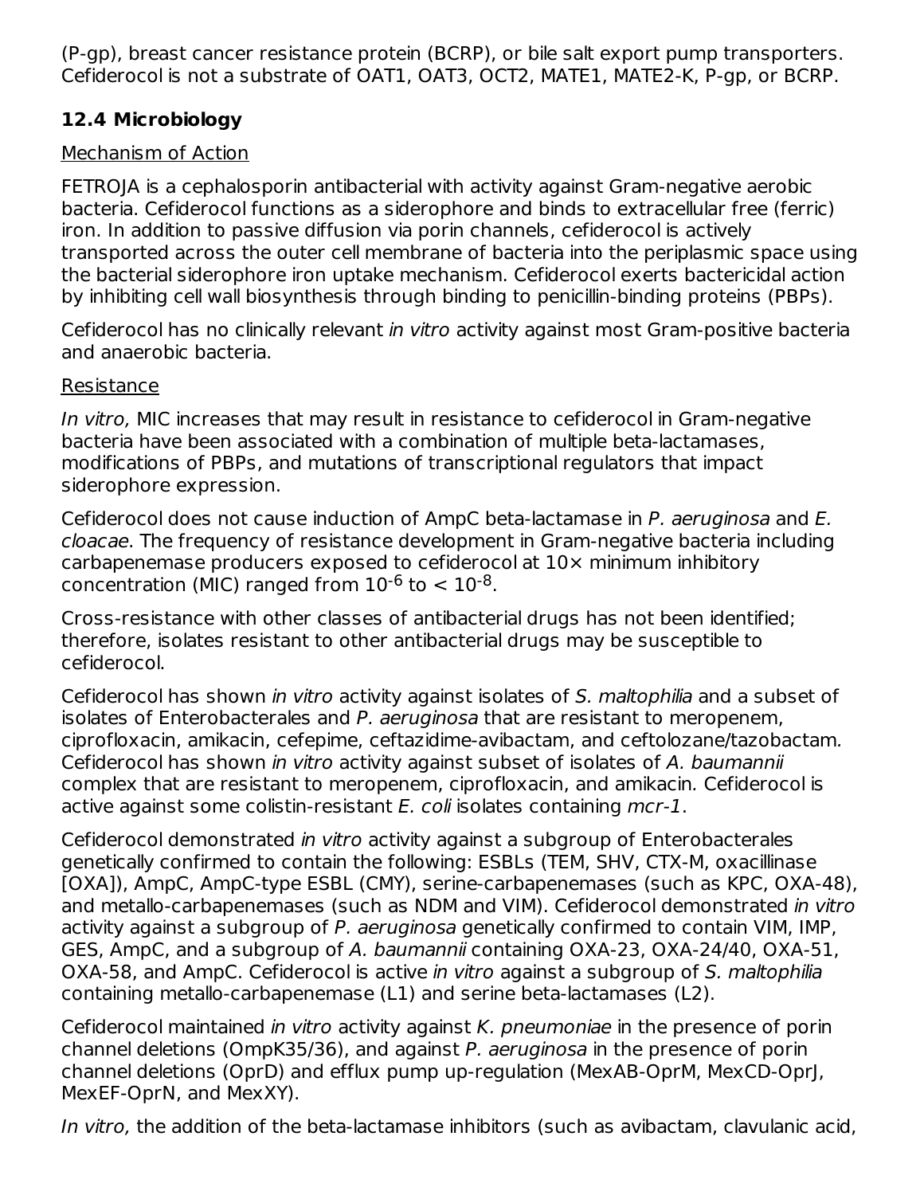(P-gp), breast cancer resistance protein (BCRP), or bile salt export pump transporters. Cefiderocol is not a substrate of OAT1, OAT3, OCT2, MATE1, MATE2-K, P-gp, or BCRP.

### 12.4 Microbiology

Mechanism of Action

FETROJA is a cephalosporin antibacterial with activity against Gram-negative aerobic bacteria. Cefiderocol functions as a siderophore and binds to extracellular free (ferric) iron. In addition to passive diffusion via porin channels, cefiderocol is actively transported across the outer cell membrane of bacteria into the periplasmic space using the bacterial siderophore iron uptake mechanism. Cefiderocol exerts bactericidal action by inhibiting cell wall biosynthesis through binding to penicillin-binding proteins (PBPs).

Cefiderocol has no clinically relevant *in vitro* activity against most Gram-positive bacteria and anaerobic bacteria.

Resistance

*In vitro,* MIC increases that may result in resistance to cefiderocol in Gram-negative bacteria have been associated with a combination of multiple beta-lactamases, modifications of PBPs, and mutations of transcriptional regulators that impact siderophore expression.

Cefiderocol does not cause induction of AmpC beta-lactamase in *P. aeruginosa* and *E. cloacae*. The frequency of resistance development in Gram-negative bacteria including carbapenemase producers exposed to cefiderocol at 10× minimum inhibitory concentration (MIC) ranged from $10^{-6}$ to < $10^{-8}$.

Cross-resistance with other classes of antibacterial drugs has not been identified; therefore, isolates resistant to other antibacterial drugs may be susceptible to cefiderocol.

Cefiderocol has shown *in vitro* activity against isolates of *S. maltophilia* and a subset of isolates of Enterobacterales and *P. aeruginosa* that are resistant to meropenem, ciprofloxacin, amikacin, cefepime, ceftazidime-avibactam, and ceftolozane/tazobactam. Cefiderocol has shown *in vitro* activity against subset of isolates of *A. baumannii* complex that are resistant to meropenem, ciprofloxacin, and amikacin. Cefiderocol is active against some colistin-resistant *E. coli* isolates containing *mcr-1*.

Cefiderocol demonstrated *in vitro* activity against a subgroup of Enterobacterales genetically confirmed to contain the following: ESBLs (TEM, SHV, CTX-M, oxacillinase [OXA]), AmpC, AmpC-type ESBL (CMY), serine-carbapenemases (such as KPC, OXA-48), and metallo-carbapenemases (such as NDM and VIM). Cefiderocol demonstrated *in vitro* activity against a subgroup of *P. aeruginosa* genetically confirmed to contain VIM, IMP, GES, AmpC, and a subgroup of *A. baumannii* containing OXA-23, OXA-24/40, OXA-51, OXA-58, and AmpC. Cefiderocol is active *in vitro* against a subgroup of *S. maltophilia* containing metallo-carbapenemase (L1) and serine beta-lactamases (L2).

Cefiderocol maintained *in vitro* activity against *K. pneumoniae* in the presence of porin channel deletions (OmpK35/36), and against *P. aeruginosa* in the presence of porin channel deletions (OprD) and efflux pump up-regulation (MexAB-OprM, MexCD-OprJ, MexEF-OprN, and MexXY).

*In vitro,* the addition of the beta-lactamase inhibitors (such as avibactam, clavulanic acid,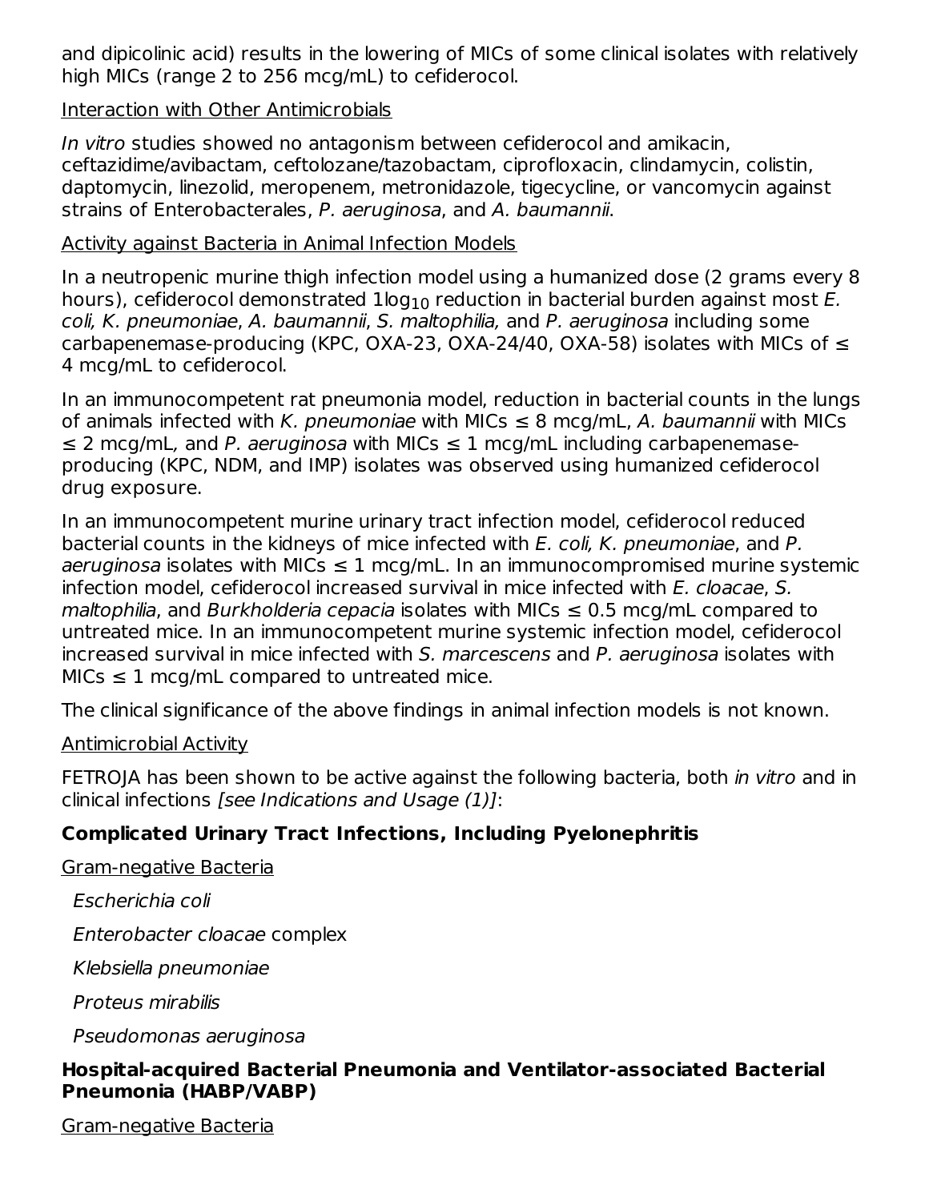and dipicolinic acid) results in the lowering of MICs of some clinical isolates with relatively high MICs (range 2 to 256 mcg/mL) to cefiderocol.

Interaction with Other Antimicrobials

*In vitro* studies showed no antagonism between cefiderocol and amikacin, ceftazidime/avibactam, ceftolozane/tazobactam, ciprofloxacin, clindamycin, colistin, daptomycin, linezolid, meropenem, metronidazole, tigecycline, or vancomycin against strains of Enterobacterales, *P. aeruginosa*, and *A. baumannii*.

Activity against Bacteria in Animal Infection Models

In a neutropenic murine thigh infection model using a humanized dose (2 grams every 8 hours), cefiderocol demonstrated $1\log_{10}$ reduction in bacterial burden against most *E. coli, K. pneumoniae*, *A. baumannii*, *S. maltophilia,* and *P. aeruginosa* including some carbapenemase-producing (KPC, OXA-23, OXA-24/40, OXA-58) isolates with MICs of ≤ 4 mcg/mL to cefiderocol.

In an immunocompetent rat pneumonia model, reduction in bacterial counts in the lungs of animals infected with *K. pneumoniae* with MICs ≤ 8 mcg/mL, *A. baumannii* with MICs ≤ 2 mcg/mL, and *P. aeruginosa* with MICs ≤ 1 mcg/mL including carbapenemase-producing (KPC, NDM, and IMP) isolates was observed using humanized cefiderocol drug exposure.

In an immunocompetent murine urinary tract infection model, cefiderocol reduced bacterial counts in the kidneys of mice infected with *E. coli, K. pneumoniae*, and *P. aeruginosa* isolates with MICs ≤ 1 mcg/mL. In an immunocompromised murine systemic infection model, cefiderocol increased survival in mice infected with *E. cloacae*, *S. maltophilia*, and *Burkholderia cepacia* isolates with MICs ≤ 0.5 mcg/mL compared to untreated mice. In an immunocompetent murine systemic infection model, cefiderocol increased survival in mice infected with *S. marcescens* and *P. aeruginosa* isolates with MICs ≤ 1 mcg/mL compared to untreated mice.

The clinical significance of the above findings in animal infection models is not known.

Antimicrobial Activity

FETROJA has been shown to be active against the following bacteria, both *in vitro* and in clinical infections *[see Indications and Usage (1)]*:

**Complicated Urinary Tract Infections, Including Pyelonephritis**

Gram-negative Bacteria

*Escherichia coli*

*Enterobacter cloacae* complex

*Klebsiella pneumoniae*

*Proteus mirabilis*

*Pseudomonas aeruginosa*

**Hospital-acquired Bacterial Pneumonia and Ventilator-associated Bacterial Pneumonia (HABP/VABP)**

Gram-negative Bacteria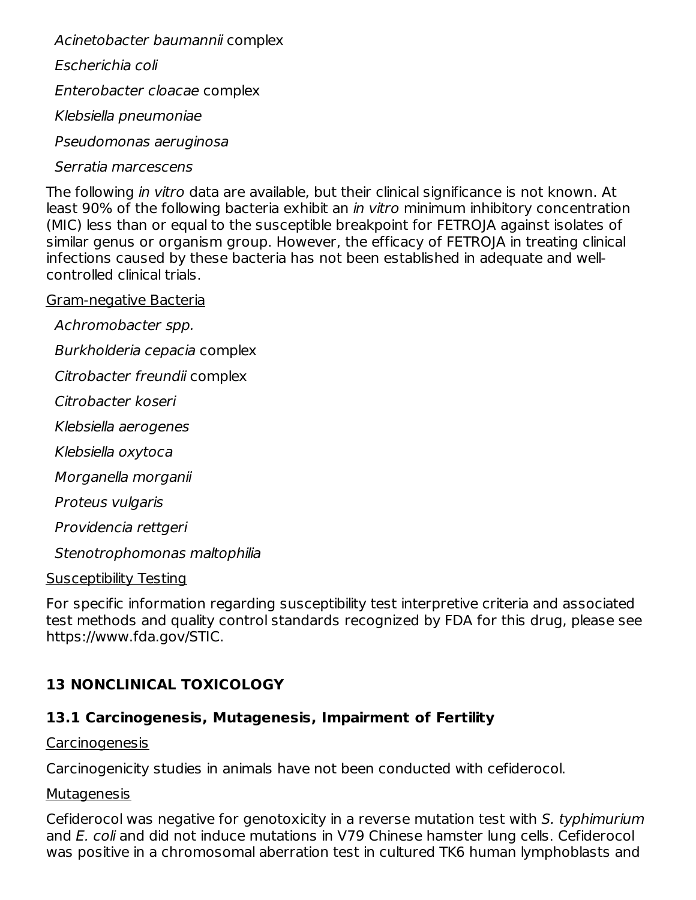*Acinetobacter baumannii* complex

*Escherichia coli*

*Enterobacter cloacae* complex

*Klebsiella pneumoniae*

*Pseudomonas aeruginosa*

*Serratia marcescens*

The following *in vitro* data are available, but their clinical significance is not known. At least 90% of the following bacteria exhibit an *in vitro* minimum inhibitory concentration (MIC) less than or equal to the susceptible breakpoint for FETROJA against isolates of similar genus or organism group. However, the efficacy of FETROJA in treating clinical infections caused by these bacteria has not been established in adequate and well-controlled clinical trials.

Gram-negative Bacteria

*Achromobacter spp.*

*Burkholderia cepacia* complex

*Citrobacter freundii* complex

*Citrobacter koseri*

*Klebsiella aerogenes*

*Klebsiella oxytoca*

*Morganella morganii*

*Proteus vulgaris*

*Providencia rettgeri*

*Stenotrophomonas maltophilia*

Susceptibility Testing

For specific information regarding susceptibility test interpretive criteria and associated test methods and quality control standards recognized by FDA for this drug, please see https://www.fda.gov/STIC.

## 13 NONCLINICAL TOXICOLOGY

### 13.1 Carcinogenesis, Mutagenesis, Impairment of Fertility

Carcinogenesis

Carcinogenicity studies in animals have not been conducted with cefiderocol.

Mutagenesis

Cefiderocol was negative for genotoxicity in a reverse mutation test with *S. typhimurium* and *E. coli* and did not induce mutations in V79 Chinese hamster lung cells. Cefiderocol was positive in a chromosomal aberration test in cultured TK6 human lymphoblasts and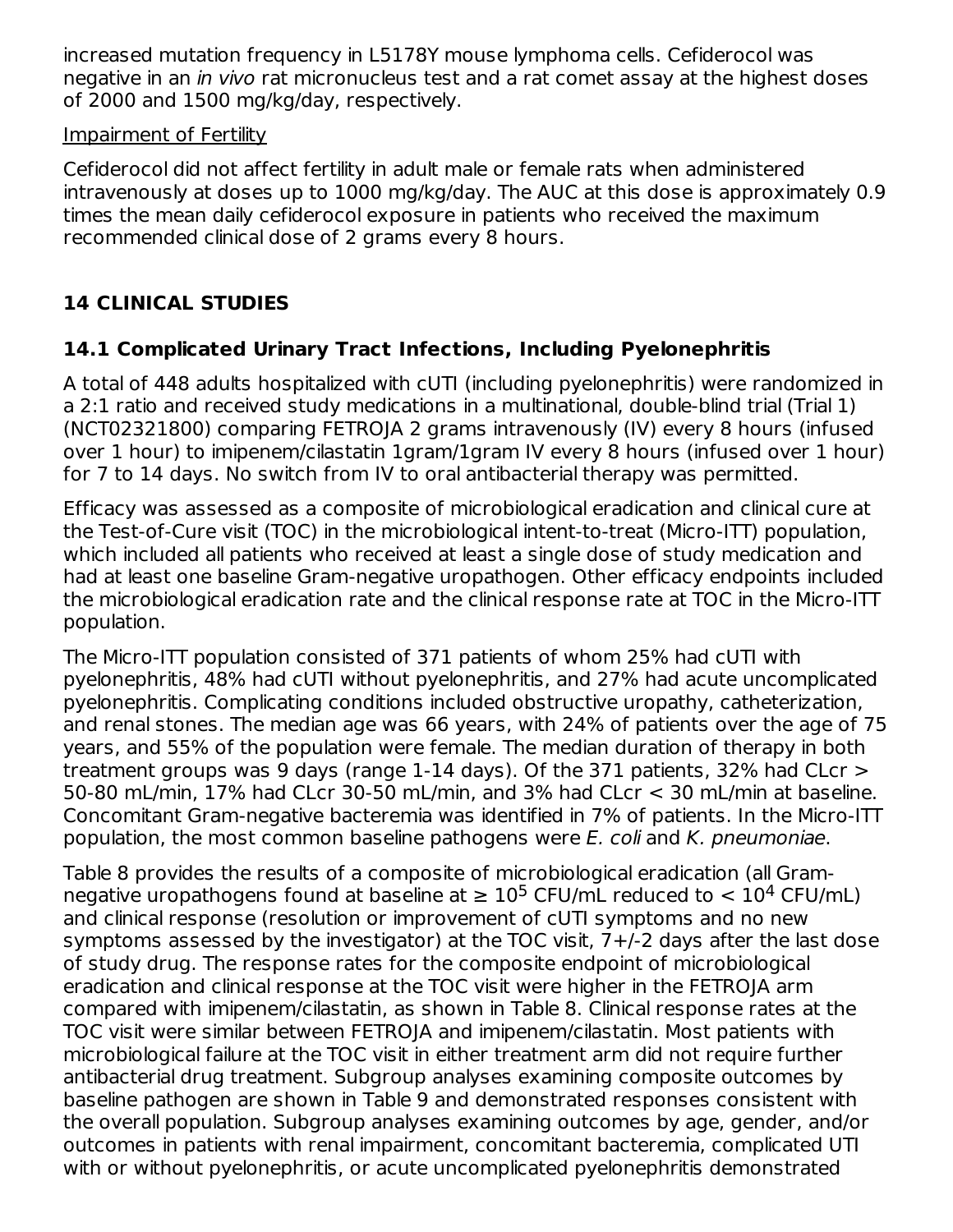increased mutation frequency in L5178Y mouse lymphoma cells. Cefiderocol was negative in an *in vivo* rat micronucleus test and a rat comet assay at the highest doses of 2000 and 1500 mg/kg/day, respectively.

Impairment of Fertility

Cefiderocol did not affect fertility in adult male or female rats when administered intravenously at doses up to 1000 mg/kg/day. The AUC at this dose is approximately 0.9 times the mean daily cefiderocol exposure in patients who received the maximum recommended clinical dose of 2 grams every 8 hours.

## 14 CLINICAL STUDIES

### 14.1 Complicated Urinary Tract Infections, Including Pyelonephritis

A total of 448 adults hospitalized with cUTI (including pyelonephritis) were randomized in a 2:1 ratio and received study medications in a multinational, double-blind trial (Trial 1) (NCT02321800) comparing FETROJA 2 grams intravenously (IV) every 8 hours (infused over 1 hour) to imipenem/cilastatin 1gram/1gram IV every 8 hours (infused over 1 hour) for 7 to 14 days. No switch from IV to oral antibacterial therapy was permitted.

Efficacy was assessed as a composite of microbiological eradication and clinical cure at the Test-of-Cure visit (TOC) in the microbiological intent-to-treat (Micro-ITT) population, which included all patients who received at least a single dose of study medication and had at least one baseline Gram-negative uropathogen. Other efficacy endpoints included the microbiological eradication rate and the clinical response rate at TOC in the Micro-ITT population.

The Micro-ITT population consisted of 371 patients of whom 25% had cUTI with pyelonephritis, 48% had cUTI without pyelonephritis, and 27% had acute uncomplicated pyelonephritis. Complicating conditions included obstructive uropathy, catheterization, and renal stones. The median age was 66 years, with 24% of patients over the age of 75 years, and 55% of the population were female. The median duration of therapy in both treatment groups was 9 days (range 1-14 days). Of the 371 patients, 32% had CLcr > 50-80 mL/min, 17% had CLcr 30-50 mL/min, and 3% had CLcr < 30 mL/min at baseline. Concomitant Gram-negative bacteremia was identified in 7% of patients. In the Micro-ITT population, the most common baseline pathogens were *E. coli* and *K. pneumoniae*.

Table 8 provides the results of a composite of microbiological eradication (all Gram-negative uropathogens found at baseline at ≥ $10^5$ CFU/mL reduced to < $10^4$ CFU/mL) and clinical response (resolution or improvement of cUTI symptoms and no new symptoms assessed by the investigator) at the TOC visit, 7+/-2 days after the last dose of study drug. The response rates for the composite endpoint of microbiological eradication and clinical response at the TOC visit were higher in the FETROJA arm compared with imipenem/cilastatin, as shown in Table 8. Clinical response rates at the TOC visit were similar between FETROJA and imipenem/cilastatin. Most patients with microbiological failure at the TOC visit in either treatment arm did not require further antibacterial drug treatment. Subgroup analyses examining composite outcomes by baseline pathogen are shown in Table 9 and demonstrated responses consistent with the overall population. Subgroup analyses examining outcomes by age, gender, and/or outcomes in patients with renal impairment, concomitant bacteremia, complicated UTI with or without pyelonephritis, or acute uncomplicated pyelonephritis demonstrated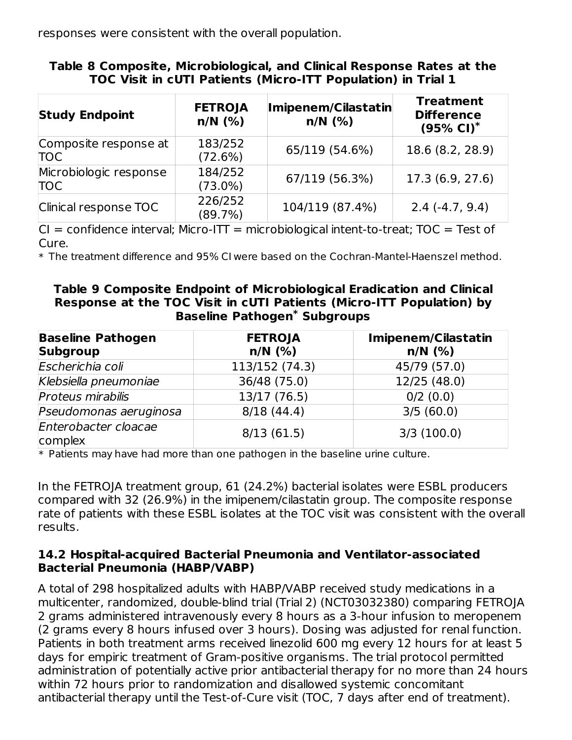responses were consistent with the overall population.

**Table 8 Composite, Microbiological, and Clinical Response Rates at the TOC Visit in cUTI Patients (Micro-ITT Population) in Trial 1**

| Study Endpoint | FETROJA n/N (%) | Imipenem/Cilastatin n/N (%) | Treatment Difference (95% CI)* |
|---|---|---|---|
| Composite response at TOC | 183/252 (72.6%) | 65/119 (54.6%) | 18.6 (8.2, 28.9) |
| Microbiologic response TOC | 184/252 (73.0%) | 67/119 (56.3%) | 17.3 (6.9, 27.6) |
| Clinical response TOC | 226/252 (89.7%) | 104/119 (87.4%) | 2.4 (-4.7, 9.4) |

CI = confidence interval; Micro-ITT = microbiological intent-to-treat; TOC = Test of Cure.

* The treatment difference and 95% CI were based on the Cochran-Mantel-Haenszel method.

**Table 9 Composite Endpoint of Microbiological Eradication and Clinical Response at the TOC Visit in cUTI Patients (Micro-ITT Population) by Baseline Pathogen* Subgroups**

| Baseline Pathogen Subgroup | FETROJA n/N (%) | Imipenem/Cilastatin n/N (%) |
|---|---|---|
| *Escherichia coli* | 113/152 (74.3) | 45/79 (57.0) |
| *Klebsiella pneumoniae* | 36/48 (75.0) | 12/25 (48.0) |
| *Proteus mirabilis* | 13/17 (76.5) | 0/2 (0.0) |
| *Pseudomonas aeruginosa* | 8/18 (44.4) | 3/5 (60.0) |
| *Enterobacter cloacae* complex | 8/13 (61.5) | 3/3 (100.0) |

* Patients may have had more than one pathogen in the baseline urine culture.

In the FETROJA treatment group, 61 (24.2%) bacterial isolates were ESBL producers compared with 32 (26.9%) in the imipenem/cilastatin group. The composite response rate of patients with these ESBL isolates at the TOC visit was consistent with the overall results.

### 14.2 Hospital-acquired Bacterial Pneumonia and Ventilator-associated Bacterial Pneumonia (HABP/VABP)

A total of 298 hospitalized adults with HABP/VABP received study medications in a multicenter, randomized, double-blind trial (Trial 2) (NCT03032380) comparing FETROJA 2 grams administered intravenously every 8 hours as a 3-hour infusion to meropenem (2 grams every 8 hours infused over 3 hours). Dosing was adjusted for renal function. Patients in both treatment arms received linezolid 600 mg every 12 hours for at least 5 days for empiric treatment of Gram-positive organisms. The trial protocol permitted administration of potentially active prior antibacterial therapy for no more than 24 hours within 72 hours prior to randomization and disallowed systemic concomitant antibacterial therapy until the Test-of-Cure visit (TOC, 7 days after end of treatment).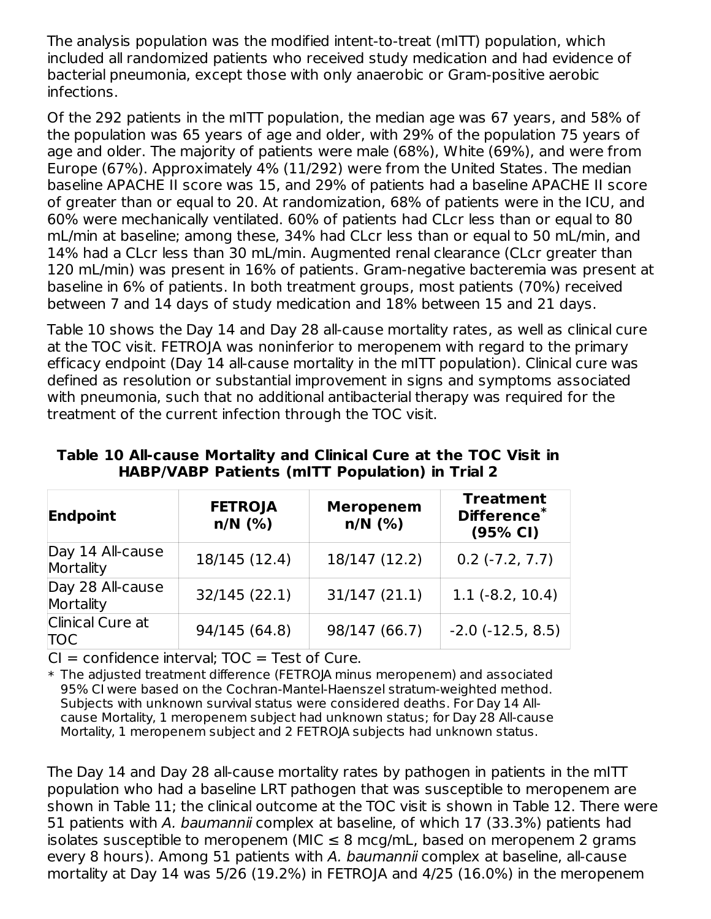The analysis population was the modified intent-to-treat (mITT) population, which included all randomized patients who received study medication and had evidence of bacterial pneumonia, except those with only anaerobic or Gram-positive aerobic infections.

Of the 292 patients in the mITT population, the median age was 67 years, and 58% of the population was 65 years of age and older, with 29% of the population 75 years of age and older. The majority of patients were male (68%), White (69%), and were from Europe (67%). Approximately 4% (11/292) were from the United States. The median baseline APACHE II score was 15, and 29% of patients had a baseline APACHE II score of greater than or equal to 20. At randomization, 68% of patients were in the ICU, and 60% were mechanically ventilated. 60% of patients had CLcr less than or equal to 80 mL/min at baseline; among these, 34% had CLcr less than or equal to 50 mL/min, and 14% had a CLcr less than 30 mL/min. Augmented renal clearance (CLcr greater than 120 mL/min) was present in 16% of patients. Gram-negative bacteremia was present at baseline in 6% of patients. In both treatment groups, most patients (70%) received between 7 and 14 days of study medication and 18% between 15 and 21 days.

Table 10 shows the Day 14 and Day 28 all-cause mortality rates, as well as clinical cure at the TOC visit. FETROJA was noninferior to meropenem with regard to the primary efficacy endpoint (Day 14 all-cause mortality in the mITT population). Clinical cure was defined as resolution or substantial improvement in signs and symptoms associated with pneumonia, such that no additional antibacterial therapy was required for the treatment of the current infection through the TOC visit.

**Table 10 All-cause Mortality and Clinical Cure at the TOC Visit in HABP/VABP Patients (mITT Population) in Trial 2**

| Endpoint | FETROJA n/N (%) | Meropenem n/N (%) | Treatment Difference* (95% CI) |
|---|---|---|---|
| Day 14 All-cause Mortality | 18/145 (12.4) | 18/147 (12.2) | 0.2 (-7.2, 7.7) |
| Day 28 All-cause Mortality | 32/145 (22.1) | 31/147 (21.1) | 1.1 (-8.2, 10.4) |
| Clinical Cure at TOC | 94/145 (64.8) | 98/147 (66.7) | -2.0 (-12.5, 8.5) |

CI = confidence interval; TOC = Test of Cure.

\* The adjusted treatment difference (FETROJA minus meropenem) and associated 95% CI were based on the Cochran-Mantel-Haenszel stratum-weighted method. Subjects with unknown survival status were considered deaths. For Day 14 All-cause Mortality, 1 meropenem subject had unknown status; for Day 28 All-cause Mortality, 1 meropenem subject and 2 FETROJA subjects had unknown status.

The Day 14 and Day 28 all-cause mortality rates by pathogen in patients in the mITT population who had a baseline LRT pathogen that was susceptible to meropenem are shown in Table 11; the clinical outcome at the TOC visit is shown in Table 12. There were 51 patients with *A. baumannii* complex at baseline, of which 17 (33.3%) patients had isolates susceptible to meropenem (MIC ≤ 8 mcg/mL, based on meropenem 2 grams every 8 hours). Among 51 patients with *A. baumannii* complex at baseline, all-cause mortality at Day 14 was 5/26 (19.2%) in FETROJA and 4/25 (16.0%) in the meropenem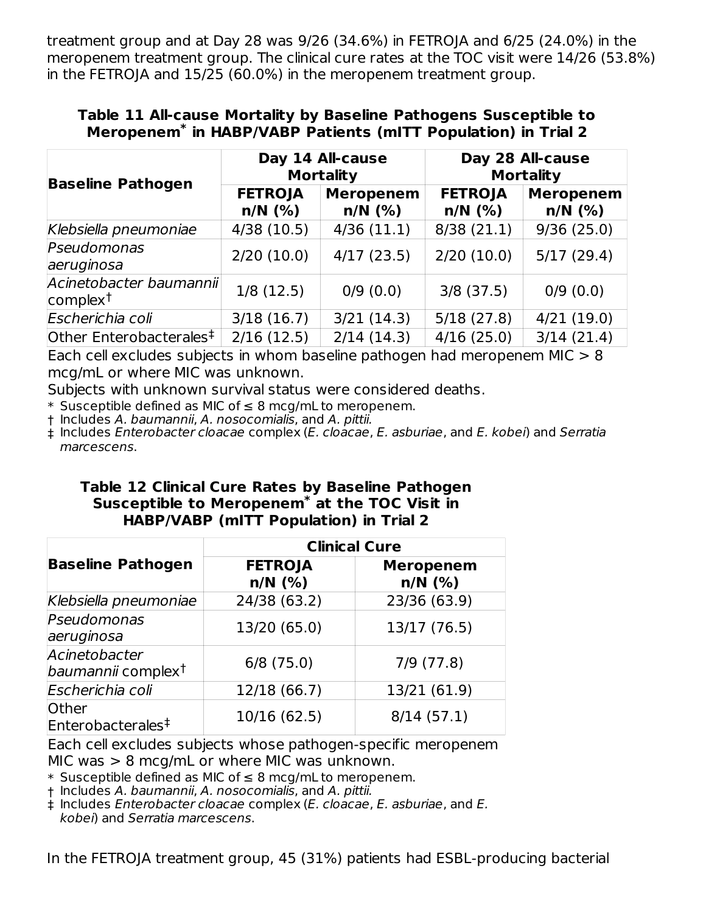treatment group and at Day 28 was 9/26 (34.6%) in FETROJA and 6/25 (24.0%) in the meropenem treatment group. The clinical cure rates at the TOC visit were 14/26 (53.8%) in the FETROJA and 15/25 (60.0%) in the meropenem treatment group.

**Table 11 All-cause Mortality by Baseline Pathogens Susceptible to Meropenem* in HABP/VABP Patients (mITT Population) in Trial 2**

| Baseline Pathogen | Day 14 All-cause Mortality | | Day 28 All-cause Mortality | |
|---|---|---|---|---|
| | FETROJA n/N (%) | Meropenem n/N (%) | FETROJA n/N (%) | Meropenem n/N (%) |
| *Klebsiella pneumoniae* | 4/38 (10.5) | 4/36 (11.1) | 8/38 (21.1) | 9/36 (25.0) |
| *Pseudomonas aeruginosa* | 2/20 (10.0) | 4/17 (23.5) | 2/20 (10.0) | 5/17 (29.4) |
| *Acinetobacter baumannii* complex† | 1/8 (12.5) | 0/9 (0.0) | 3/8 (37.5) | 0/9 (0.0) |
| *Escherichia coli* | 3/18 (16.7) | 3/21 (14.3) | 5/18 (27.8) | 4/21 (19.0) |
| Other Enterobacterales‡ | 2/16 (12.5) | 2/14 (14.3) | 4/16 (25.0) | 3/14 (21.4) |

Each cell excludes subjects in whom baseline pathogen had meropenem MIC > 8 mcg/mL or where MIC was unknown.

Subjects with unknown survival status were considered deaths.

\* Susceptible defined as MIC of ≤ 8 mcg/mL to meropenem.

† Includes *A. baumannii*, *A. nosocomialis*, and *A. pittii*.

‡ Includes *Enterobacter cloacae* complex (*E. cloacae*, *E. asburiae*, and *E. kobei*) and *Serratia marcescens*.

**Table 12 Clinical Cure Rates by Baseline Pathogen Susceptible to Meropenem* at the TOC Visit in HABP/VABP (mITT Population) in Trial 2**

| Baseline Pathogen | Clinical Cure | |
|---|---|---|
| | FETROJA n/N (%) | Meropenem n/N (%) |
| *Klebsiella pneumoniae* | 24/38 (63.2) | 23/36 (63.9) |
| *Pseudomonas aeruginosa* | 13/20 (65.0) | 13/17 (76.5) |
| *Acinetobacter baumannii* complex† | 6/8 (75.0) | 7/9 (77.8) |
| *Escherichia coli* | 12/18 (66.7) | 13/21 (61.9) |
| Other Enterobacterales‡ | 10/16 (62.5) | 8/14 (57.1) |

Each cell excludes subjects whose pathogen-specific meropenem MIC was > 8 mcg/mL or where MIC was unknown.

\* Susceptible defined as MIC of ≤ 8 mcg/mL to meropenem.

† Includes *A. baumannii*, *A. nosocomialis*, and *A. pittii*.

‡ Includes *Enterobacter cloacae* complex (*E. cloacae*, *E. asburiae*, and *E. kobei*) and *Serratia marcescens*.

In the FETROJA treatment group, 45 (31%) patients had ESBL-producing bacterial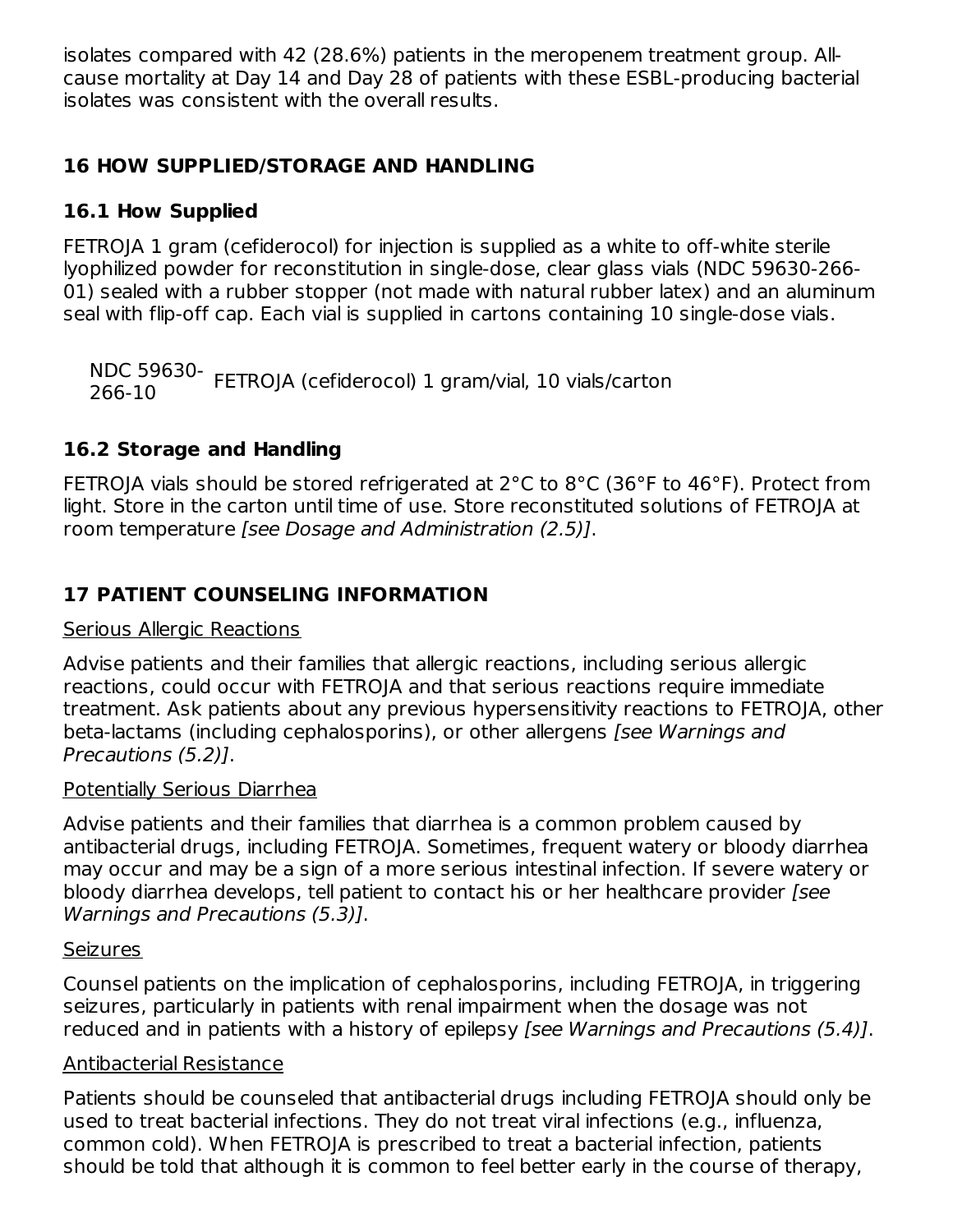isolates compared with 42 (28.6%) patients in the meropenem treatment group. All-cause mortality at Day 14 and Day 28 of patients with these ESBL-producing bacterial isolates was consistent with the overall results.

## 16 HOW SUPPLIED/STORAGE AND HANDLING

### 16.1 How Supplied

FETROJA 1 gram (cefiderocol) for injection is supplied as a white to off-white sterile lyophilized powder for reconstitution in single-dose, clear glass vials (NDC 59630-266-01) sealed with a rubber stopper (not made with natural rubber latex) and an aluminum seal with flip-off cap. Each vial is supplied in cartons containing 10 single-dose vials.

| | |
|---|---|
| NDC 59630-266-10 | FETROJA (cefiderocol) 1 gram/vial, 10 vials/carton |

### 16.2 Storage and Handling

FETROJA vials should be stored refrigerated at 2°C to 8°C (36°F to 46°F). Protect from light. Store in the carton until time of use. Store reconstituted solutions of FETROJA at room temperature *[see Dosage and Administration (2.5)]*.

## 17 PATIENT COUNSELING INFORMATION

Serious Allergic Reactions

Advise patients and their families that allergic reactions, including serious allergic reactions, could occur with FETROJA and that serious reactions require immediate treatment. Ask patients about any previous hypersensitivity reactions to FETROJA, other beta-lactams (including cephalosporins), or other allergens *[see Warnings and Precautions (5.2)]*.

Potentially Serious Diarrhea

Advise patients and their families that diarrhea is a common problem caused by antibacterial drugs, including FETROJA. Sometimes, frequent watery or bloody diarrhea may occur and may be a sign of a more serious intestinal infection. If severe watery or bloody diarrhea develops, tell patient to contact his or her healthcare provider *[see Warnings and Precautions (5.3)]*.

Seizures

Counsel patients on the implication of cephalosporins, including FETROJA, in triggering seizures, particularly in patients with renal impairment when the dosage was not reduced and in patients with a history of epilepsy *[see Warnings and Precautions (5.4)]*.

Antibacterial Resistance

Patients should be counseled that antibacterial drugs including FETROJA should only be used to treat bacterial infections. They do not treat viral infections (e.g., influenza, common cold). When FETROJA is prescribed to treat a bacterial infection, patients should be told that although it is common to feel better early in the course of therapy,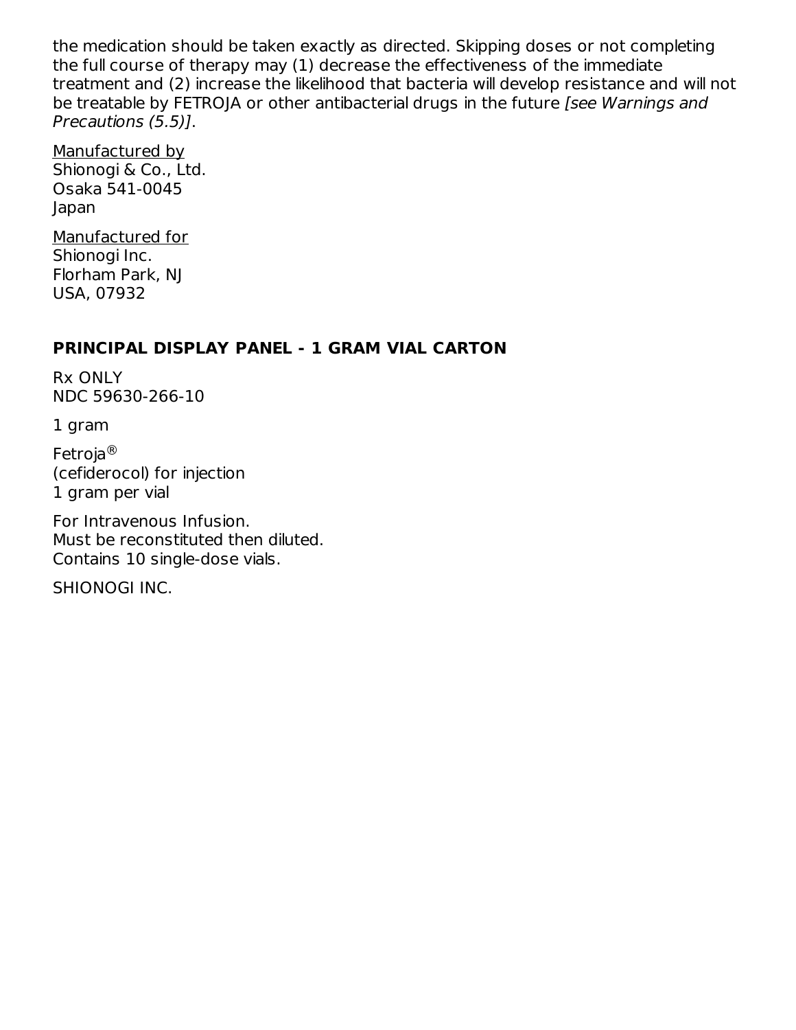the medication should be taken exactly as directed. Skipping doses or not completing the full course of therapy may (1) decrease the effectiveness of the immediate treatment and (2) increase the likelihood that bacteria will develop resistance and will not be treatable by FETROJA or other antibacterial drugs in the future *[see Warnings and Precautions (5.5)]*.

Manufactured by
Shionogi & Co., Ltd.
Osaka 541-0045
Japan

Manufactured for
Shionogi Inc.
Florham Park, NJ
USA, 07932

## PRINCIPAL DISPLAY PANEL - 1 GRAM VIAL CARTON

Rx ONLY
NDC 59630-266-10

1 gram

Fetroja®
(cefiderocol) for injection
1 gram per vial

For Intravenous Infusion.
Must be reconstituted then diluted.
Contains 10 single-dose vials.

SHIONOGI INC.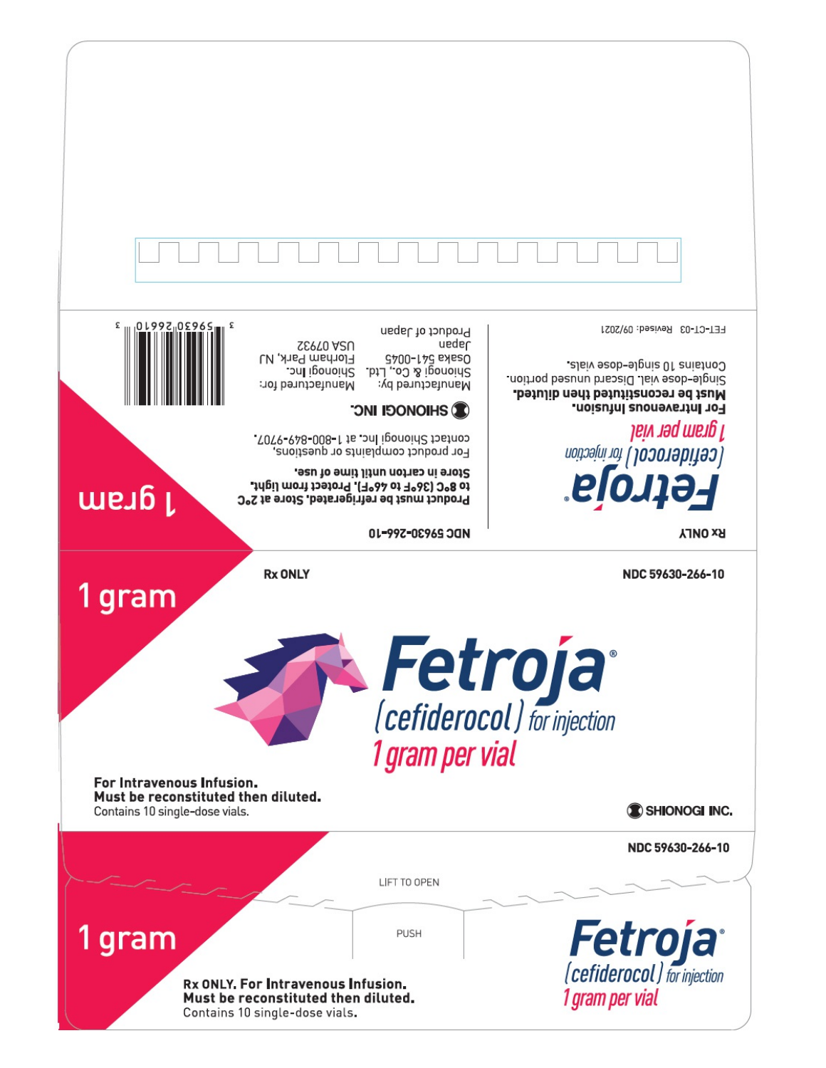Rx ONLY

Fetroja®
(cefiderocol) for injection
1 gram per vial

For Intravenous Infusion.
Must be reconstituted then diluted.
Single-dose vial. Discard unused portion.
Contains 10 single-dose vials.

FET-CT-03 Revised: 09/2021

NDC 59630-266-10

Product must be refrigerated. Store at 2°C to 8°C (36°F to 46°F). Protect from light.
Store in carton until time of use.

For product complaints or questions, contact Shionogi Inc. at 1-800-849-9707.

SHIONOGI INC.

Manufactured by:
Shionogi & Co., Ltd.
Osaka 541-0045
Japan
Product of Japan

Manufactured for:
Shionogi Inc.
Florham Park, NJ
USA 07932

3 59630 26610 3

1 gram

---

1 gram

Rx ONLY

NDC 59630-266-10

Fetroja®
(cefiderocol) for injection
1 gram per vial

For Intravenous Infusion.
Must be reconstituted then diluted.
Contains 10 single-dose vials.

SHIONOGI INC.

---

NDC 59630-266-10

LIFT TO OPEN

PUSH

1 gram

Rx ONLY. For Intravenous Infusion.
Must be reconstituted then diluted.
Contains 10 single-dose vials.

Fetroja®
(cefiderocol) for injection
1 gram per vial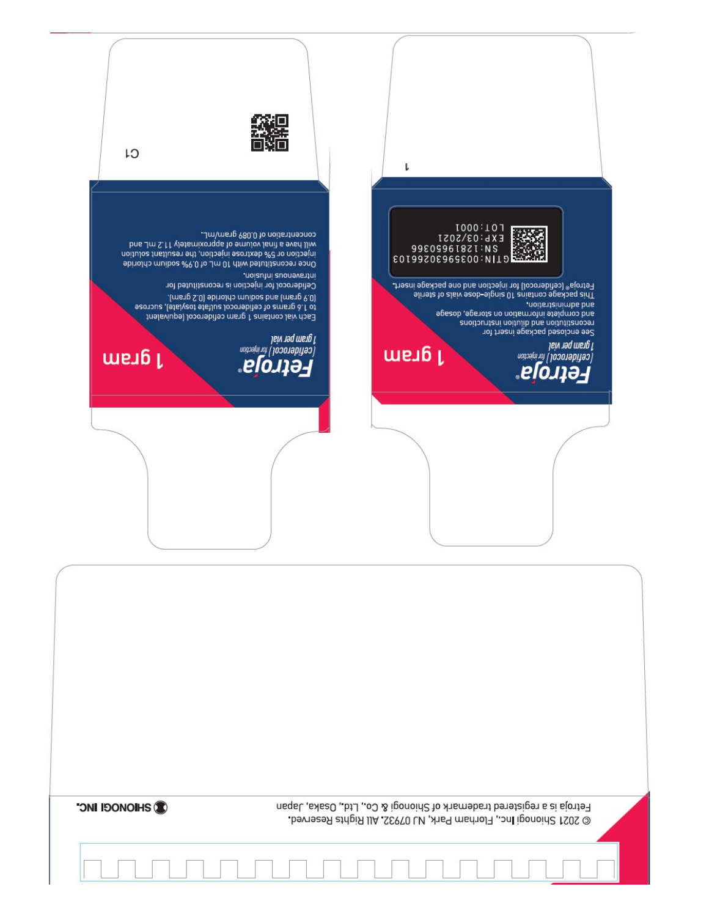**Fetroja®**
*(cefiderocol) for injection*
*1 gram per vial*

**1 gram**

Each vial contains 1 gram cefiderocol (equivalent to 1.6 grams of cefiderocol sulfate tosylate), sucrose (0.9 gram) and sodium chloride (0.2 gram).

Cefiderocol for injection is reconstituted for intravenous infusion.

Once reconstituted with 10 mL of 0.9% sodium chloride injection or 5% dextrose injection, the resultant solution will have a final volume of approximately 11.2 mL and concentration of 0.089 gram/mL.

C1

**Fetroja®**
*(cefiderocol) for injection*
*1 gram per vial*

**1 gram**

See enclosed package insert for reconstitution and dilution instructions and complete information on storage, dosage and administration.

This package contains 10 single-dose vials of sterile Fetroja® (cefiderocol) for injection and one package insert.

GTIN:00359663026103
SN:128196550366
EXP:03/2021
LOT:0001

1

© 2021 Shionogi Inc., Florham Park, NJ 07932. All Rights Reserved.
Fetroja is a registered trademark of Shionogi & Co., Ltd., Osaka, Japan

SHIONOGI INC.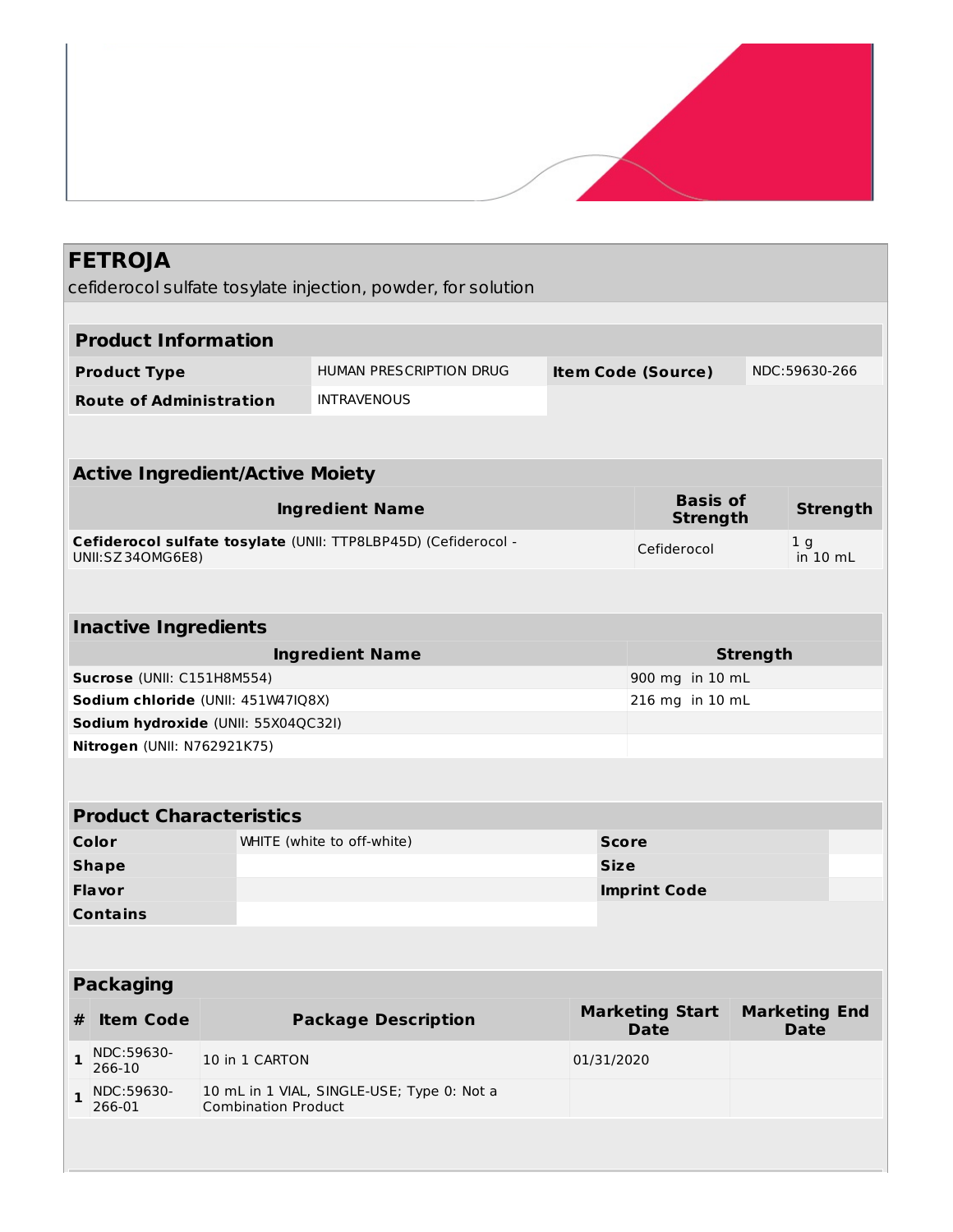# FETROJA

cefiderocol sulfate tosylate injection, powder, for solution

| Product Information | | | |
|---|---|---|---|
| **Product Type** | HUMAN PRESCRIPTION DRUG | **Item Code (Source)** | NDC:59630-266 |
| **Route of Administration** | INTRAVENOUS | | |

| Active Ingredient/Active Moiety | | |
|---|---|---|
| **Ingredient Name** | **Basis of Strength** | **Strength** |
| **Cefiderocol sulfate tosylate** (UNII: TTP8LBP45D) (Cefiderocol - UNII:SZ34OMG6E8) | Cefiderocol | 1 g in 10 mL |

| Inactive Ingredients | |
|---|---|
| **Ingredient Name** | **Strength** |
| **Sucrose** (UNII: C151H8M554) | 900 mg in 10 mL |
| **Sodium chloride** (UNII: 451W47IQ8X) | 216 mg in 10 mL |
| **Sodium hydroxide** (UNII: 55X04QC32I) | |
| **Nitrogen** (UNII: N762921K75) | |

| Product Characteristics | | | |
|---|---|---|---|
| **Color** | WHITE (white to off-white) | **Score** | |
| **Shape** | | **Size** | |
| **Flavor** | | **Imprint Code** | |
| **Contains** | | | |

| Packaging | | | | |
|---|---|---|---|---|
| **#** | **Item Code** | **Package Description** | **Marketing Start Date** | **Marketing End Date** |
| **1** | NDC:59630-266-10 | 10 in 1 CARTON | 01/31/2020 | |
| **1** | NDC:59630-266-01 | 10 mL in 1 VIAL, SINGLE-USE; Type 0: Not a Combination Product | | |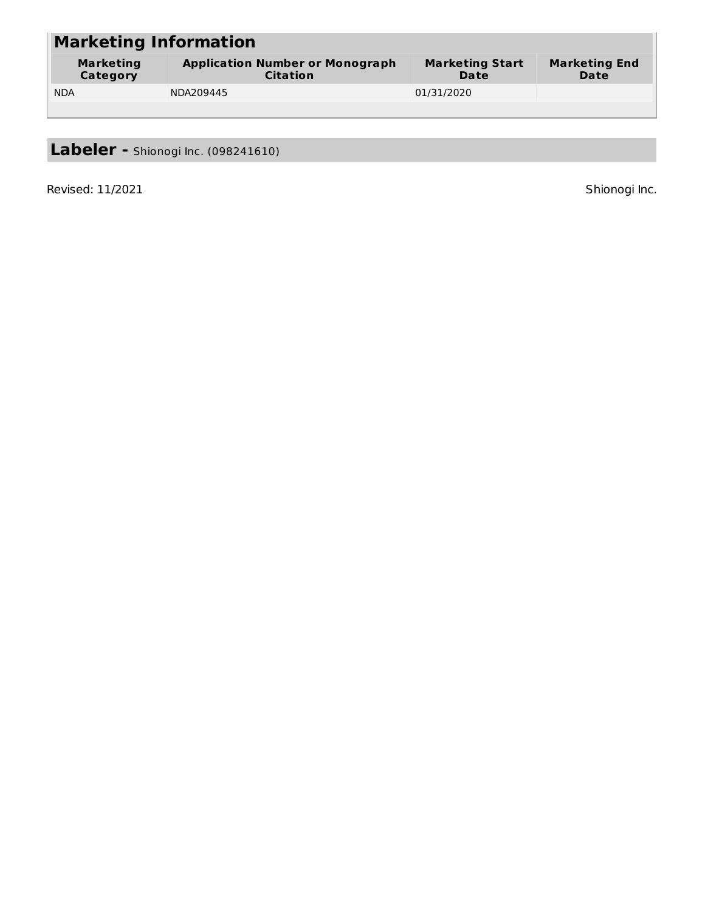## Marketing Information

| Marketing Category | Application Number or Monograph Citation | Marketing Start Date | Marketing End Date |
|---|---|---|---|
| NDA | NDA209445 | 01/31/2020 | |

## Labeler - Shionogi Inc. (098241610)

Revised: 11/2021

Shionogi Inc.